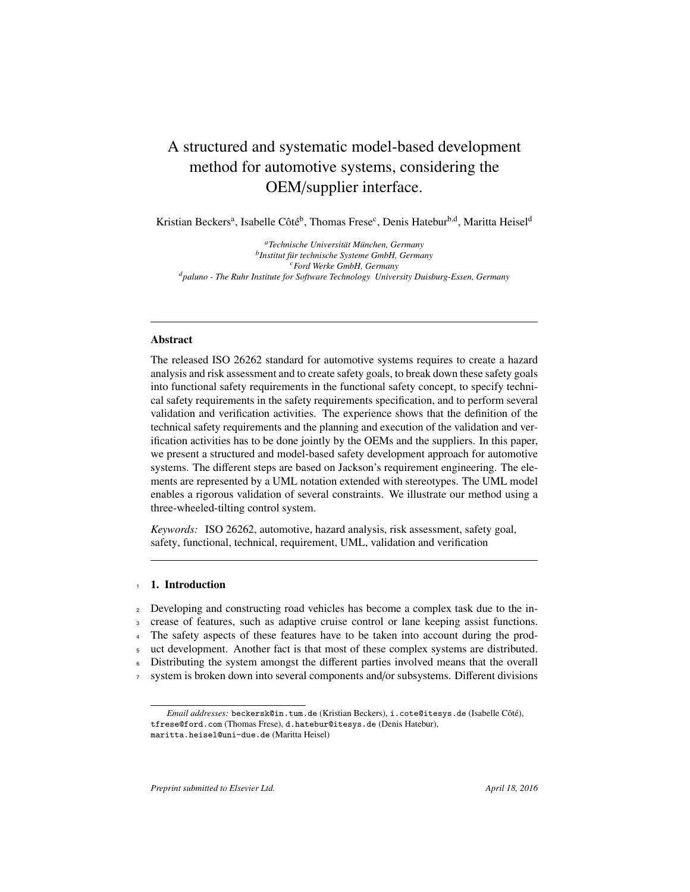# A structured and systematic model-based development method for automotive systems, considering the OEM/supplier interface.

Kristian Beckers[a], Isabelle Côté[b], Thomas Frese[c], Denis Hatebur[b,d], Maritta Heisel[d]

[a]*Technische Universität München, Germany*
[b]*Institut für technische Systeme GmbH, Germany*
[c]*Ford Werke GmbH, Germany*
[d]*paluno - The Ruhr Institute for Software Technology University Duisburg-Essen, Germany*

---

## Abstract

The released ISO 26262 standard for automotive systems requires to create a hazard analysis and risk assessment and to create safety goals, to break down these safety goals into functional safety requirements in the functional safety concept, to specify technical safety requirements in the safety requirements specification, and to perform several validation and verification activities. The experience shows that the definition of the technical safety requirements and the planning and execution of the validation and verification activities has to be done jointly by the OEMs and the suppliers. In this paper, we present a structured and model-based safety development approach for automotive systems. The different steps are based on Jackson's requirement engineering. The elements are represented by a UML notation extended with stereotypes. The UML model enables a rigorous validation of several constraints. We illustrate our method using a three-wheeled-tilting control system.

*Keywords:* ISO 26262, automotive, hazard analysis, risk assessment, safety goal, safety, functional, technical, requirement, UML, validation and verification

---

## 1. Introduction

Developing and constructing road vehicles has become a complex task due to the increase of features, such as adaptive cruise control or lane keeping assist functions. The safety aspects of these features have to be taken into account during the product development. Another fact is that most of these complex systems are distributed. Distributing the system amongst the different parties involved means that the overall system is broken down into several components and/or subsystems. Different divisions

*Email addresses:* beckersk@in.tum.de (Kristian Beckers), i.cote@itesys.de (Isabelle Côté), tfrese@ford.com (Thomas Frese), d.hatebur@itesys.de (Denis Hatebur), maritta.heisel@uni-due.de (Maritta Heisel)

*Preprint submitted to Elsevier Ltd.* *April 18, 2016*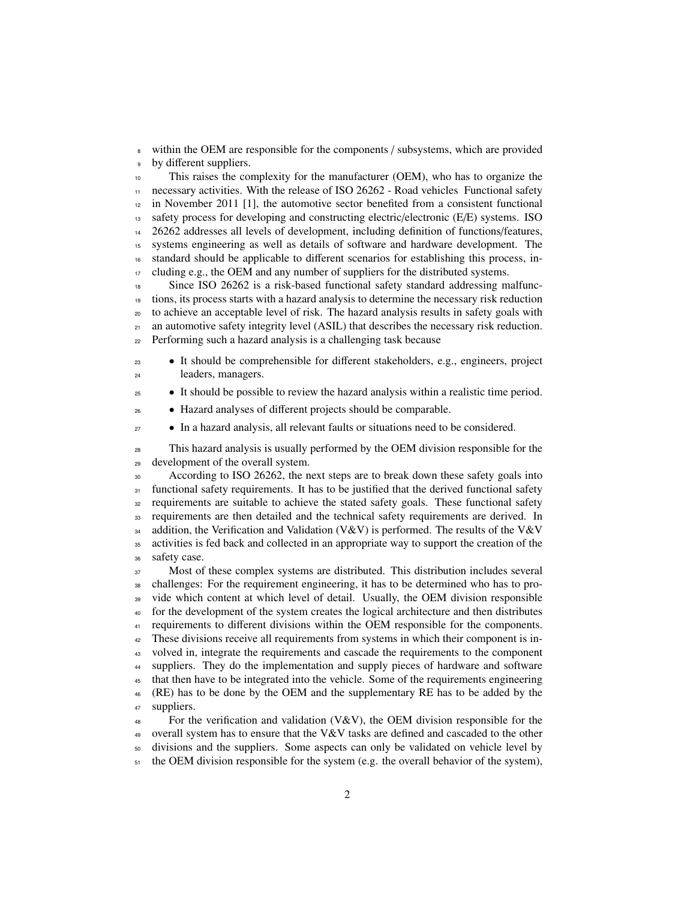within the OEM are responsible for the components / subsystems, which are provided by different suppliers.

This raises the complexity for the manufacturer (OEM), who has to organize the necessary activities. With the release of ISO 26262 - Road vehicles Functional safety in November 2011 [1], the automotive sector benefited from a consistent functional safety process for developing and constructing electric/electronic (E/E) systems. ISO 26262 addresses all levels of development, including definition of functions/features, systems engineering as well as details of software and hardware development. The standard should be applicable to different scenarios for establishing this process, including e.g., the OEM and any number of suppliers for the distributed systems.

Since ISO 26262 is a risk-based functional safety standard addressing malfunctions, its process starts with a hazard analysis to determine the necessary risk reduction to achieve an acceptable level of risk. The hazard analysis results in safety goals with an automotive safety integrity level (ASIL) that describes the necessary risk reduction. Performing such a hazard analysis is a challenging task because

- It should be comprehensible for different stakeholders, e.g., engineers, project leaders, managers.
- It should be possible to review the hazard analysis within a realistic time period.
- Hazard analyses of different projects should be comparable.
- In a hazard analysis, all relevant faults or situations need to be considered.

This hazard analysis is usually performed by the OEM division responsible for the development of the overall system.

According to ISO 26262, the next steps are to break down these safety goals into functional safety requirements. It has to be justified that the derived functional safety requirements are suitable to achieve the stated safety goals. These functional safety requirements are then detailed and the technical safety requirements are derived. In addition, the Verification and Validation (V&V) is performed. The results of the V&V activities is fed back and collected in an appropriate way to support the creation of the safety case.

Most of these complex systems are distributed. This distribution includes several challenges: For the requirement engineering, it has to be determined who has to provide which content at which level of detail. Usually, the OEM division responsible for the development of the system creates the logical architecture and then distributes requirements to different divisions within the OEM responsible for the components. These divisions receive all requirements from systems in which their component is involved in, integrate the requirements and cascade the requirements to the component suppliers. They do the implementation and supply pieces of hardware and software that then have to be integrated into the vehicle. Some of the requirements engineering (RE) has to be done by the OEM and the supplementary RE has to be added by the suppliers.

For the verification and validation (V&V), the OEM division responsible for the overall system has to ensure that the V&V tasks are defined and cascaded to the other divisions and the suppliers. Some aspects can only be validated on vehicle level by the OEM division responsible for the system (e.g. the overall behavior of the system),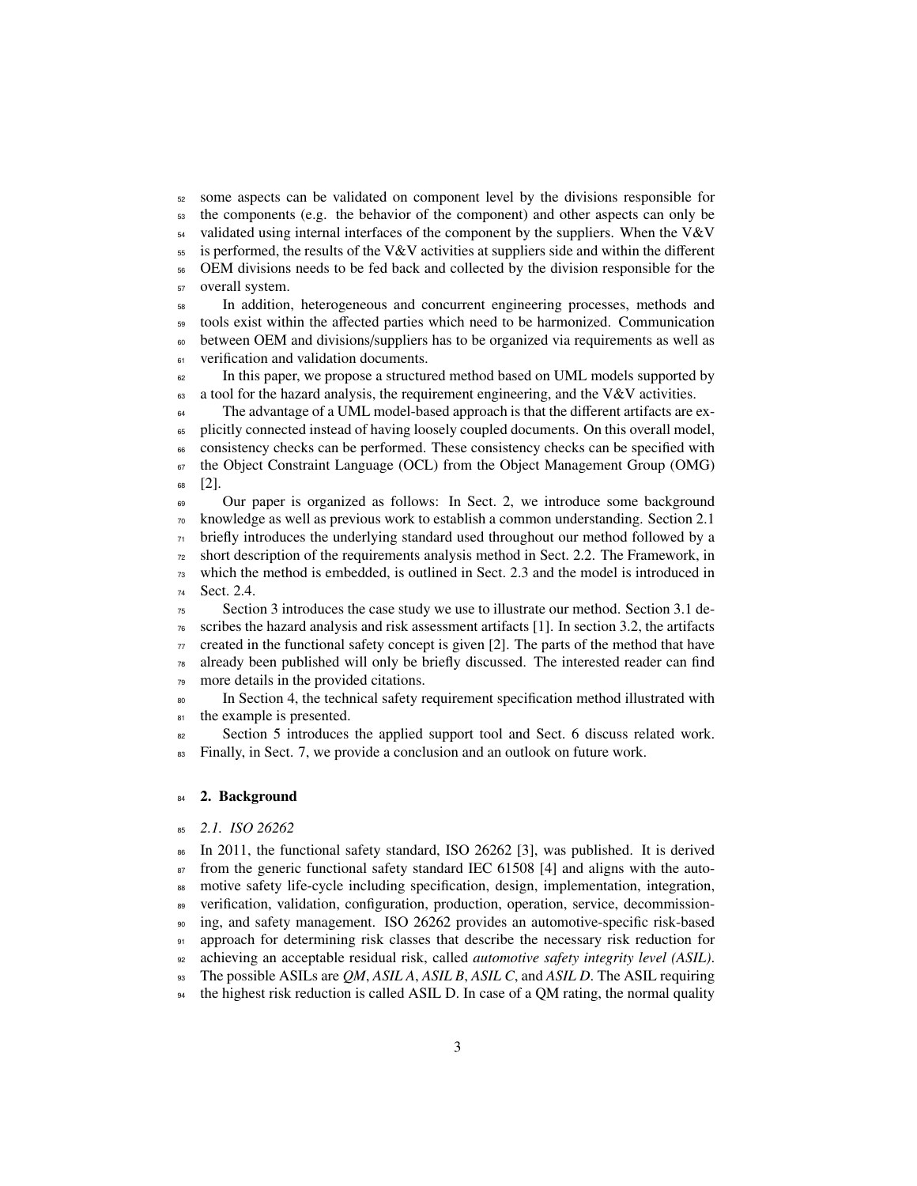some aspects can be validated on component level by the divisions responsible for the components (e.g. the behavior of the component) and other aspects can only be validated using internal interfaces of the component by the suppliers. When the V&V is performed, the results of the V&V activities at suppliers side and within the different OEM divisions needs to be fed back and collected by the division responsible for the overall system.

In addition, heterogeneous and concurrent engineering processes, methods and tools exist within the affected parties which need to be harmonized. Communication between OEM and divisions/suppliers has to be organized via requirements as well as verification and validation documents.

In this paper, we propose a structured method based on UML models supported by a tool for the hazard analysis, the requirement engineering, and the V&V activities.

The advantage of a UML model-based approach is that the different artifacts are explicitly connected instead of having loosely coupled documents. On this overall model, consistency checks can be performed. These consistency checks can be specified with the Object Constraint Language (OCL) from the Object Management Group (OMG) [2].

Our paper is organized as follows: In Sect. 2, we introduce some background knowledge as well as previous work to establish a common understanding. Section 2.1 briefly introduces the underlying standard used throughout our method followed by a short description of the requirements analysis method in Sect. 2.2. The Framework, in which the method is embedded, is outlined in Sect. 2.3 and the model is introduced in Sect. 2.4.

Section 3 introduces the case study we use to illustrate our method. Section 3.1 describes the hazard analysis and risk assessment artifacts [1]. In section 3.2, the artifacts created in the functional safety concept is given [2]. The parts of the method that have already been published will only be briefly discussed. The interested reader can find more details in the provided citations.

In Section 4, the technical safety requirement specification method illustrated with the example is presented.

Section 5 introduces the applied support tool and Sect. 6 discuss related work. Finally, in Sect. 7, we provide a conclusion and an outlook on future work.

## 2. Background

### *2.1. ISO 26262*

In 2011, the functional safety standard, ISO 26262 [3], was published. It is derived from the generic functional safety standard IEC 61508 [4] and aligns with the automotive safety life-cycle including specification, design, implementation, integration, verification, validation, configuration, production, operation, service, decommissioning, and safety management. ISO 26262 provides an automotive-specific risk-based approach for determining risk classes that describe the necessary risk reduction for achieving an acceptable residual risk, called *automotive safety integrity level (ASIL)*. The possible ASILs are *QM*, *ASIL A*, *ASIL B*, *ASIL C*, and *ASIL D*. The ASIL requiring the highest risk reduction is called ASIL D. In case of a QM rating, the normal quality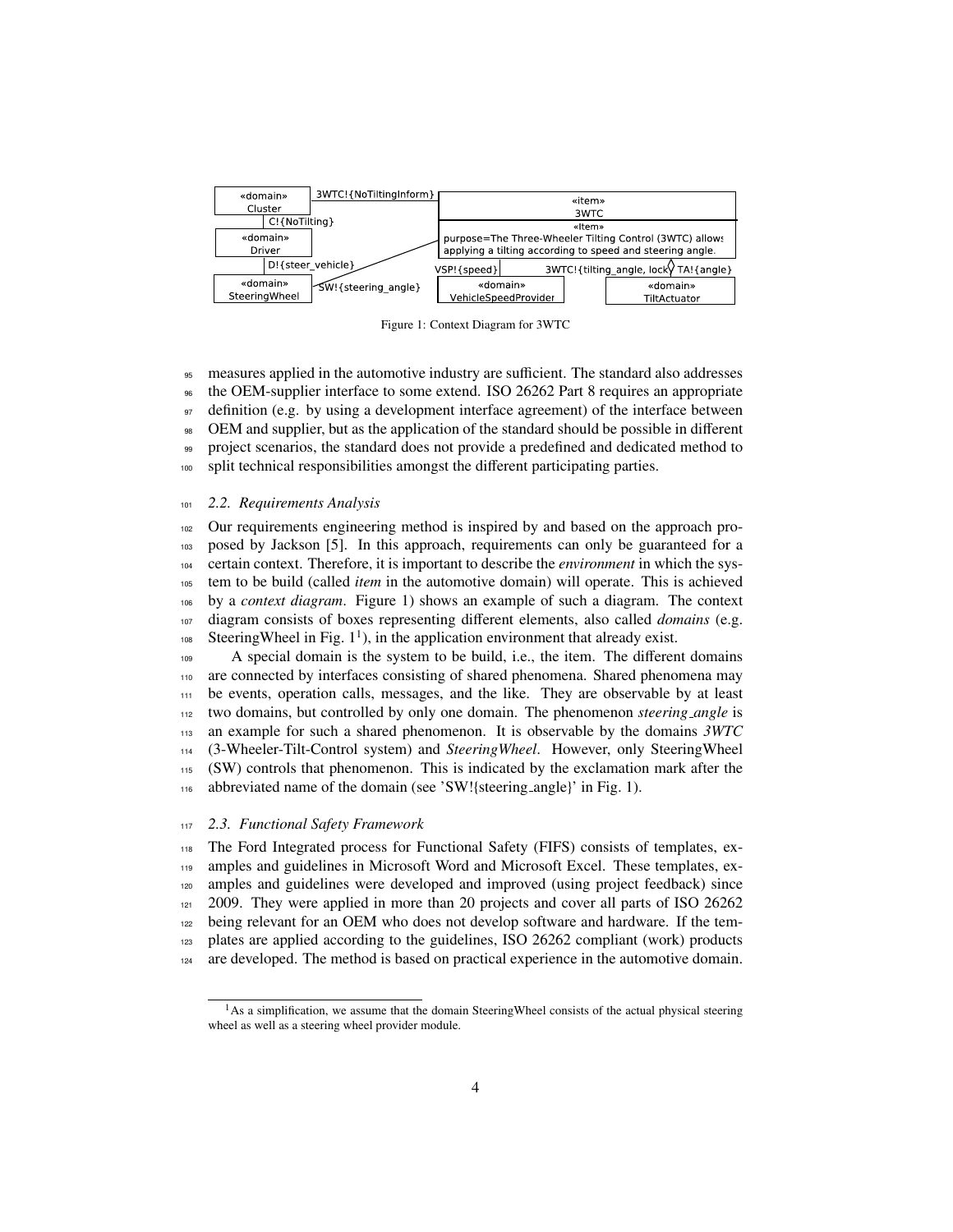Figure 1: Context Diagram for 3WTC

measures applied in the automotive industry are sufficient. The standard also addresses the OEM-supplier interface to some extend. ISO 26262 Part 8 requires an appropriate definition (e.g. by using a development interface agreement) of the interface between OEM and supplier, but as the application of the standard should be possible in different project scenarios, the standard does not provide a predefined and dedicated method to split technical responsibilities amongst the different participating parties.

### 2.2. Requirements Analysis

Our requirements engineering method is inspired by and based on the approach proposed by Jackson [5]. In this approach, requirements can only be guaranteed for a certain context. Therefore, it is important to describe the *environment* in which the system to be build (called *item* in the automotive domain) will operate. This is achieved by a *context diagram*. Figure 1) shows an example of such a diagram. The context diagram consists of boxes representing different elements, also called *domains* (e.g. SteeringWheel in Fig. 1[1]), in the application environment that already exist.

A special domain is the system to be build, i.e., the item. The different domains are connected by interfaces consisting of shared phenomena. Shared phenomena may be events, operation calls, messages, and the like. They are observable by at least two domains, but controlled by only one domain. The phenomenon *steering_angle* is an example for such a shared phenomenon. It is observable by the domains *3WTC* (3-Wheeler-Tilt-Control system) and *SteeringWheel*. However, only SteeringWheel (SW) controls that phenomenon. This is indicated by the exclamation mark after the abbreviated name of the domain (see 'SW!{steering_angle}' in Fig. 1).

### 2.3. Functional Safety Framework

The Ford Integrated process for Functional Safety (FIFS) consists of templates, examples and guidelines in Microsoft Word and Microsoft Excel. These templates, examples and guidelines were developed and improved (using project feedback) since 2009. They were applied in more than 20 projects and cover all parts of ISO 26262 being relevant for an OEM who does not develop software and hardware. If the templates are applied according to the guidelines, ISO 26262 compliant (work) products are developed. The method is based on practical experience in the automotive domain.

[1] As a simplification, we assume that the domain SteeringWheel consists of the actual physical steering wheel as well as a steering wheel provider module.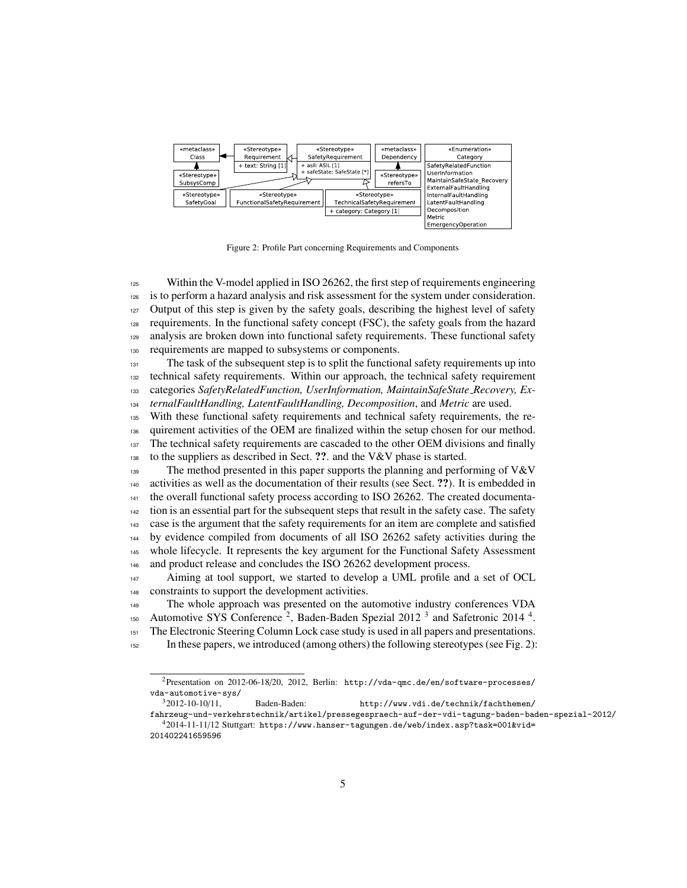Figure 2: Profile Part concerning Requirements and Components

Within the V-model applied in ISO 26262, the first step of requirements engineering is to perform a hazard analysis and risk assessment for the system under consideration. Output of this step is given by the safety goals, describing the highest level of safety requirements. In the functional safety concept (FSC), the safety goals from the hazard analysis are broken down into functional safety requirements. These functional safety requirements are mapped to subsystems or components.

The task of the subsequent step is to split the functional safety requirements up into technical safety requirements. Within our approach, the technical safety requirement categories *SafetyRelatedFunction, UserInformation, MaintainSafeState_Recovery, ExternalFaultHandling, LatentFaultHandling, Decomposition*, and *Metric* are used. With these functional safety requirements and technical safety requirements, the requirement activities of the OEM are finalized within the setup chosen for our method. The technical safety requirements are cascaded to the other OEM divisions and finally to the suppliers as described in Sect. **??**. and the V&V phase is started.

The method presented in this paper supports the planning and performing of V&V activities as well as the documentation of their results (see Sect. **??**). It is embedded in the overall functional safety process according to ISO 26262. The created documentation is an essential part for the subsequent steps that result in the safety case. The safety case is the argument that the safety requirements for an item are complete and satisfied by evidence compiled from documents of all ISO 26262 safety activities during the whole lifecycle. It represents the key argument for the Functional Safety Assessment and product release and concludes the ISO 26262 development process.

Aiming at tool support, we started to develop a UML profile and a set of OCL constraints to support the development activities.

The whole approach was presented on the automotive industry conferences VDA Automotive SYS Conference [2], Baden-Baden Spezial 2012 [3] and Safetronic 2014 [4]. The Electronic Steering Column Lock case study is used in all papers and presentations.

In these papers, we introduced (among others) the following stereotypes (see Fig. 2):

---

[2] Presentation on 2012-06-18/20, 2012, Berlin: http://vda-qmc.de/en/software-processes/vda-automotive-sys/

[3] 2012-10-10/11, Baden-Baden: http://www.vdi.de/technik/fachthemen/fahrzeug-und-verkehrstechnik/artikel/pressegespraech-auf-der-vdi-tagung-baden-baden-spezial-2012/

[4] 2014-11-11/12 Stuttgart: https://www.hanser-tagungen.de/web/index.asp?task=001&vid=201402241659596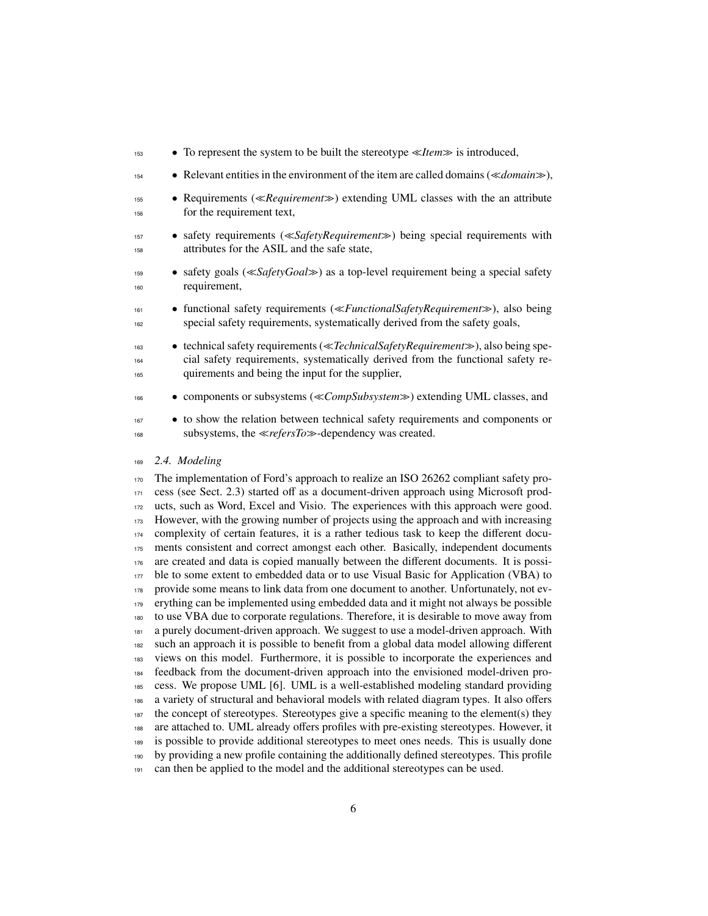- To represent the system to be built the stereotype ≪*Item*≫ is introduced,
- Relevant entities in the environment of the item are called domains (≪*domain*≫),
- Requirements (≪*Requirement*≫) extending UML classes with the an attribute for the requirement text,
- safety requirements (≪*SafetyRequirement*≫) being special requirements with attributes for the ASIL and the safe state,
- safety goals (≪*SafetyGoal*≫) as a top-level requirement being a special safety requirement,
- functional safety requirements (≪*FunctionalSafetyRequirement*≫), also being special safety requirements, systematically derived from the safety goals,
- technical safety requirements (≪*TechnicalSafetyRequirement*≫), also being special safety requirements, systematically derived from the functional safety requirements and being the input for the supplier,
- components or subsystems (≪*CompSubsystem*≫) extending UML classes, and
- to show the relation between technical safety requirements and components or subsystems, the ≪*refersTo*≫-dependency was created.

### *2.4. Modeling*

The implementation of Ford's approach to realize an ISO 26262 compliant safety process (see Sect. 2.3) started off as a document-driven approach using Microsoft products, such as Word, Excel and Visio. The experiences with this approach were good. However, with the growing number of projects using the approach and with increasing complexity of certain features, it is a rather tedious task to keep the different documents consistent and correct amongst each other. Basically, independent documents are created and data is copied manually between the different documents. It is possible to some extent to embedded data or to use Visual Basic for Application (VBA) to provide some means to link data from one document to another. Unfortunately, not everything can be implemented using embedded data and it might not always be possible to use VBA due to corporate regulations. Therefore, it is desirable to move away from a purely document-driven approach. We suggest to use a model-driven approach. With such an approach it is possible to benefit from a global data model allowing different views on this model. Furthermore, it is possible to incorporate the experiences and feedback from the document-driven approach into the envisioned model-driven process. We propose UML [6]. UML is a well-established modeling standard providing a variety of structural and behavioral models with related diagram types. It also offers the concept of stereotypes. Stereotypes give a specific meaning to the element(s) they are attached to. UML already offers profiles with pre-existing stereotypes. However, it is possible to provide additional stereotypes to meet ones needs. This is usually done by providing a new profile containing the additionally defined stereotypes. This profile can then be applied to the model and the additional stereotypes can be used.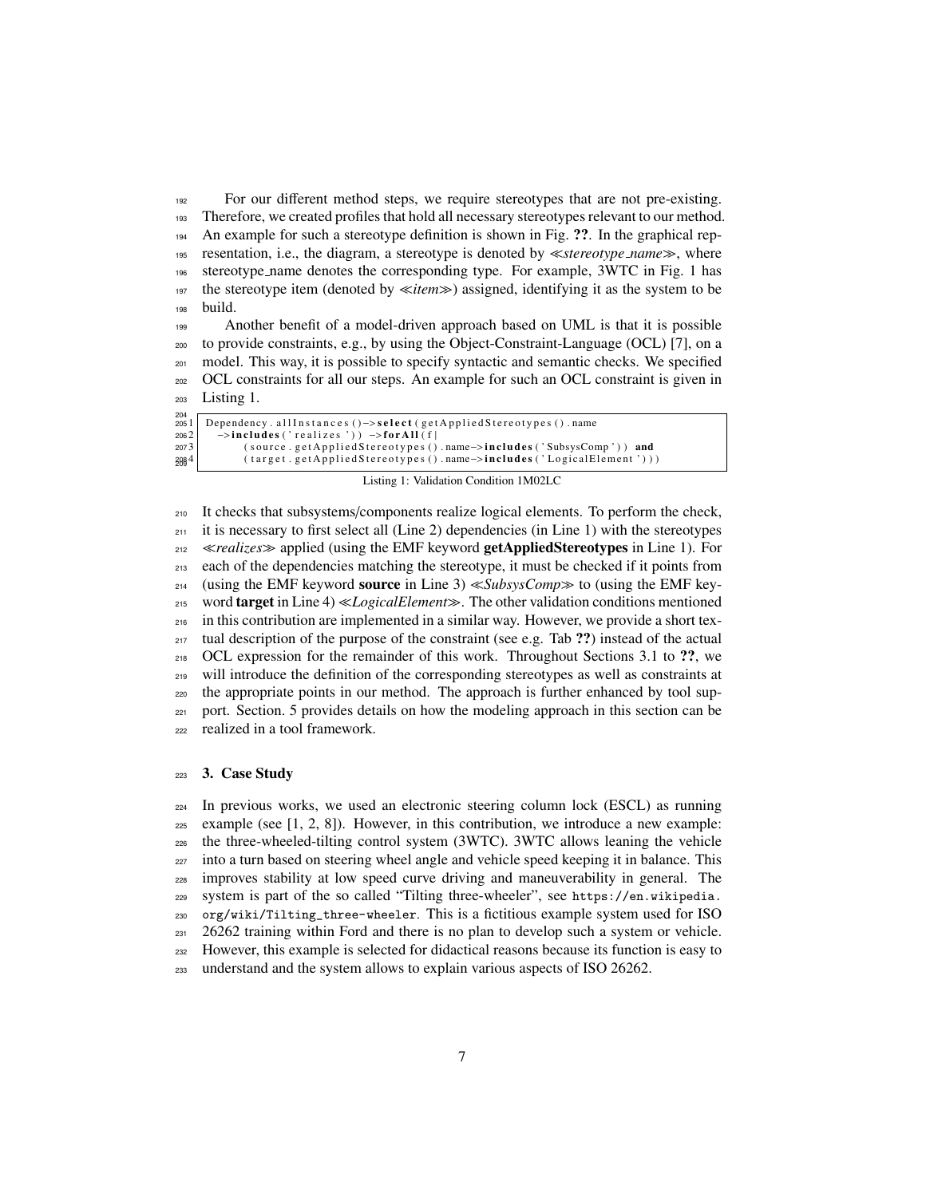For our different method steps, we require stereotypes that are not pre-existing. Therefore, we created profiles that hold all necessary stereotypes relevant to our method. An example for such a stereotype definition is shown in Fig. **??**. In the graphical representation, i.e., the diagram, a stereotype is denoted by ≪*stereotype_name*≫, where stereotype_name denotes the corresponding type. For example, 3WTC in Fig. 1 has the stereotype item (denoted by ≪*item*≫) assigned, identifying it as the system to be build.

Another benefit of a model-driven approach based on UML is that it is possible to provide constraints, e.g., by using the Object-Constraint-Language (OCL) [7], on a model. This way, it is possible to specify syntactic and semantic checks. We specified OCL constraints for all our steps. An example for such an OCL constraint is given in Listing 1.

```
Dependency.allInstances()->select(getAppliedStereotypes().name
  ->includes('realizes')) ->forAll(f|
      (source.getAppliedStereotypes().name->includes('SubsysComp')) and
      (target.getAppliedStereotypes().name->includes('LogicalElement')))
```

Listing 1: Validation Condition 1M02LC

It checks that subsystems/components realize logical elements. To perform the check, it is necessary to first select all (Line 2) dependencies (in Line 1) with the stereotypes ≪*realizes*≫ applied (using the EMF keyword **getAppliedStereotypes** in Line 1). For each of the dependencies matching the stereotype, it must be checked if it points from (using the EMF keyword **source** in Line 3) ≪*SubsysComp*≫ to (using the EMF keyword **target** in Line 4) ≪*LogicalElement*≫. The other validation conditions mentioned in this contribution are implemented in a similar way. However, we provide a short textual description of the purpose of the constraint (see e.g. Tab **??**) instead of the actual OCL expression for the remainder of this work. Throughout Sections 3.1 to **??**, we will introduce the definition of the corresponding stereotypes as well as constraints at the appropriate points in our method. The approach is further enhanced by tool support. Section. 5 provides details on how the modeling approach in this section can be realized in a tool framework.

## 3. Case Study

In previous works, we used an electronic steering column lock (ESCL) as running example (see [1, 2, 8]). However, in this contribution, we introduce a new example: the three-wheeled-tilting control system (3WTC). 3WTC allows leaning the vehicle into a turn based on steering wheel angle and vehicle speed keeping it in balance. This improves stability at low speed curve driving and maneuverability in general. The system is part of the so called "Tilting three-wheeler", see `https://en.wikipedia.org/wiki/Tilting_three-wheeler`. This is a fictitious example system used for ISO 26262 training within Ford and there is no plan to develop such a system or vehicle. However, this example is selected for didactical reasons because its function is easy to understand and the system allows to explain various aspects of ISO 26262.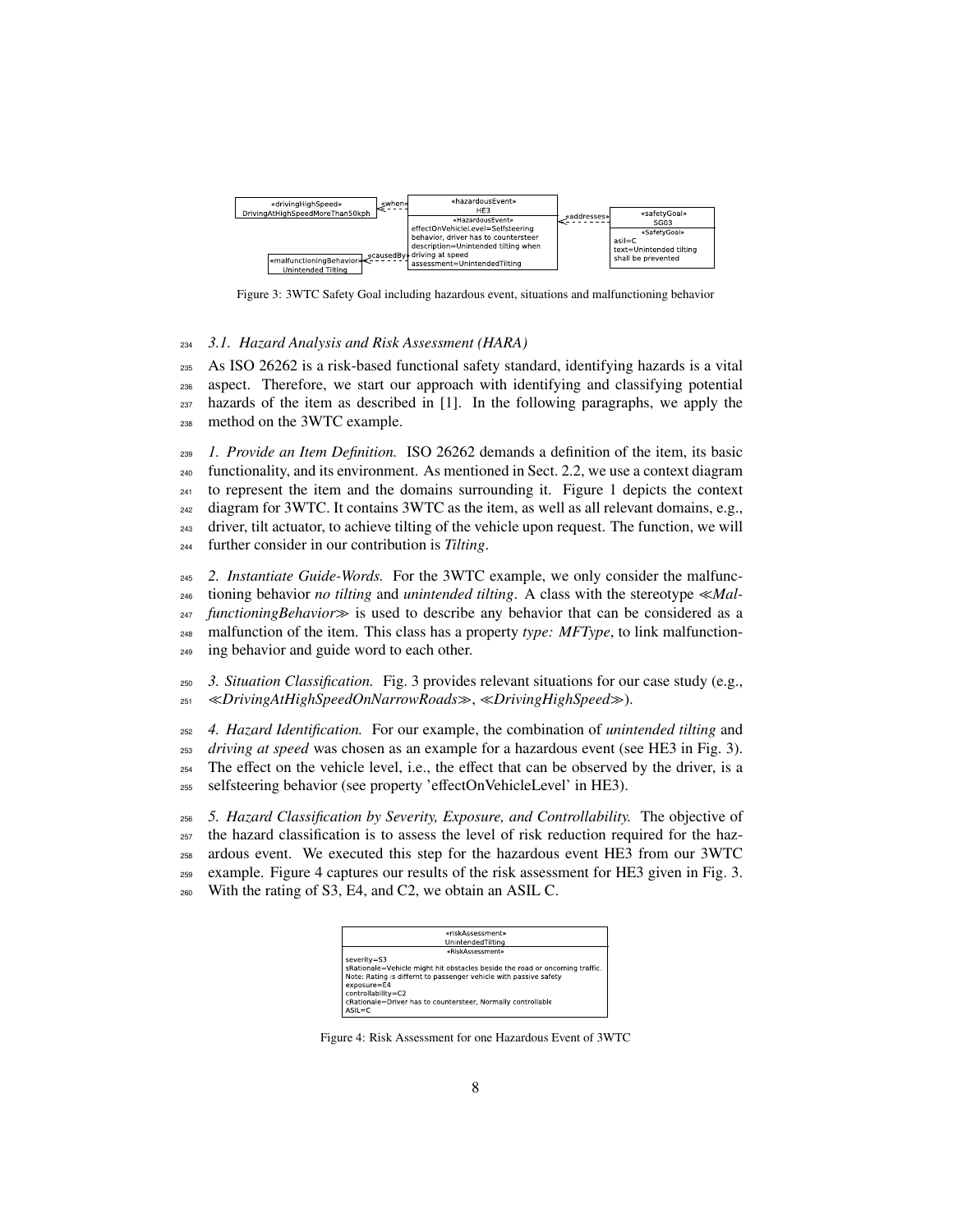Figure 3: 3WTC Safety Goal including hazardous event, situations and malfunctioning behavior

### 3.1. Hazard Analysis and Risk Assessment (HARA)

As ISO 26262 is a risk-based functional safety standard, identifying hazards is a vital aspect. Therefore, we start our approach with identifying and classifying potential hazards of the item as described in [1]. In the following paragraphs, we apply the method on the 3WTC example.

*1. Provide an Item Definition.* ISO 26262 demands a definition of the item, its basic functionality, and its environment. As mentioned in Sect. 2.2, we use a context diagram to represent the item and the domains surrounding it. Figure 1 depicts the context diagram for 3WTC. It contains 3WTC as the item, as well as all relevant domains, e.g., driver, tilt actuator, to achieve tilting of the vehicle upon request. The function, we will further consider in our contribution is *Tilting*.

*2. Instantiate Guide-Words.* For the 3WTC example, we only consider the malfunctioning behavior *no tilting* and *unintended tilting*. A class with the stereotype ≪*MalfunctioningBehavior*≫ is used to describe any behavior that can be considered as a malfunction of the item. This class has a property *type: MFType*, to link malfunctioning behavior and guide word to each other.

*3. Situation Classification.* Fig. 3 provides relevant situations for our case study (e.g., ≪*DrivingAtHighSpeedOnNarrowRoads*≫, ≪*DrivingHighSpeed*≫).

*4. Hazard Identification.* For our example, the combination of *unintended tilting* and *driving at speed* was chosen as an example for a hazardous event (see HE3 in Fig. 3). The effect on the vehicle level, i.e., the effect that can be observed by the driver, is a selfsteering behavior (see property 'effectOnVehicleLevel' in HE3).

*5. Hazard Classification by Severity, Exposure, and Controllability.* The objective of the hazard classification is to assess the level of risk reduction required for the hazardous event. We executed this step for the hazardous event HE3 from our 3WTC example. Figure 4 captures our results of the risk assessment for HE3 given in Fig. 3. With the rating of S3, E4, and C2, we obtain an ASIL C.

Figure 4: Risk Assessment for one Hazardous Event of 3WTC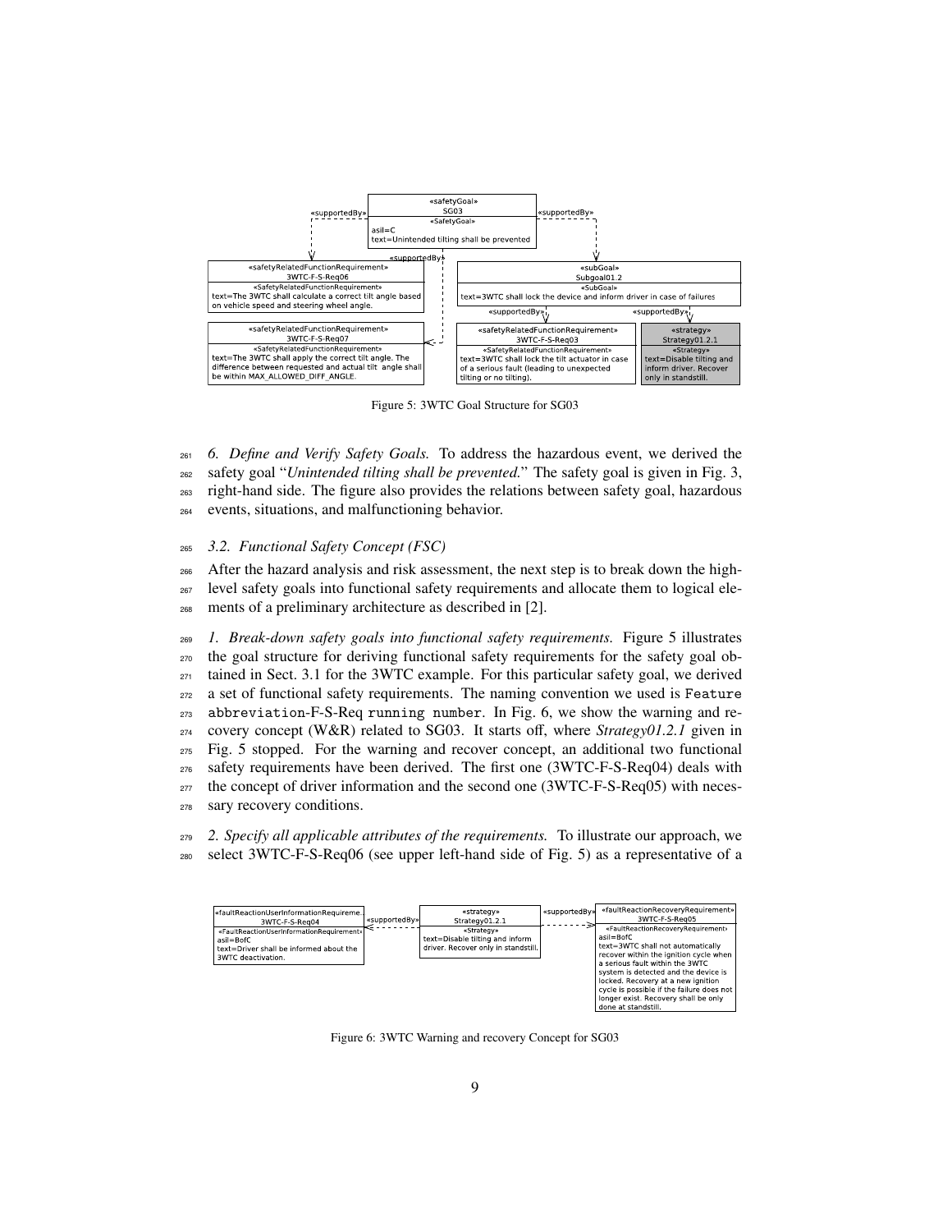Figure 5: 3WTC Goal Structure for SG03

*6. Define and Verify Safety Goals.* To address the hazardous event, we derived the safety goal "*Unintended tilting shall be prevented.*" The safety goal is given in Fig. 3, right-hand side. The figure also provides the relations between safety goal, hazardous events, situations, and malfunctioning behavior.

### *3.2. Functional Safety Concept (FSC)*

After the hazard analysis and risk assessment, the next step is to break down the high-level safety goals into functional safety requirements and allocate them to logical elements of a preliminary architecture as described in [2].

*1. Break-down safety goals into functional safety requirements.* Figure 5 illustrates the goal structure for deriving functional safety requirements for the safety goal obtained in Sect. 3.1 for the 3WTC example. For this particular safety goal, we derived a set of functional safety requirements. The naming convention we used is `Feature abbreviation`-F-S-Req `running number`. In Fig. 6, we show the warning and recovery concept (W&R) related to SG03. It starts off, where *Strategy01.2.1* given in Fig. 5 stopped. For the warning and recover concept, an additional two functional safety requirements have been derived. The first one (3WTC-F-S-Req04) deals with the concept of driver information and the second one (3WTC-F-S-Req05) with necessary recovery conditions.

*2. Specify all applicable attributes of the requirements.* To illustrate our approach, we select 3WTC-F-S-Req06 (see upper left-hand side of Fig. 5) as a representative of a

Figure 6: 3WTC Warning and recovery Concept for SG03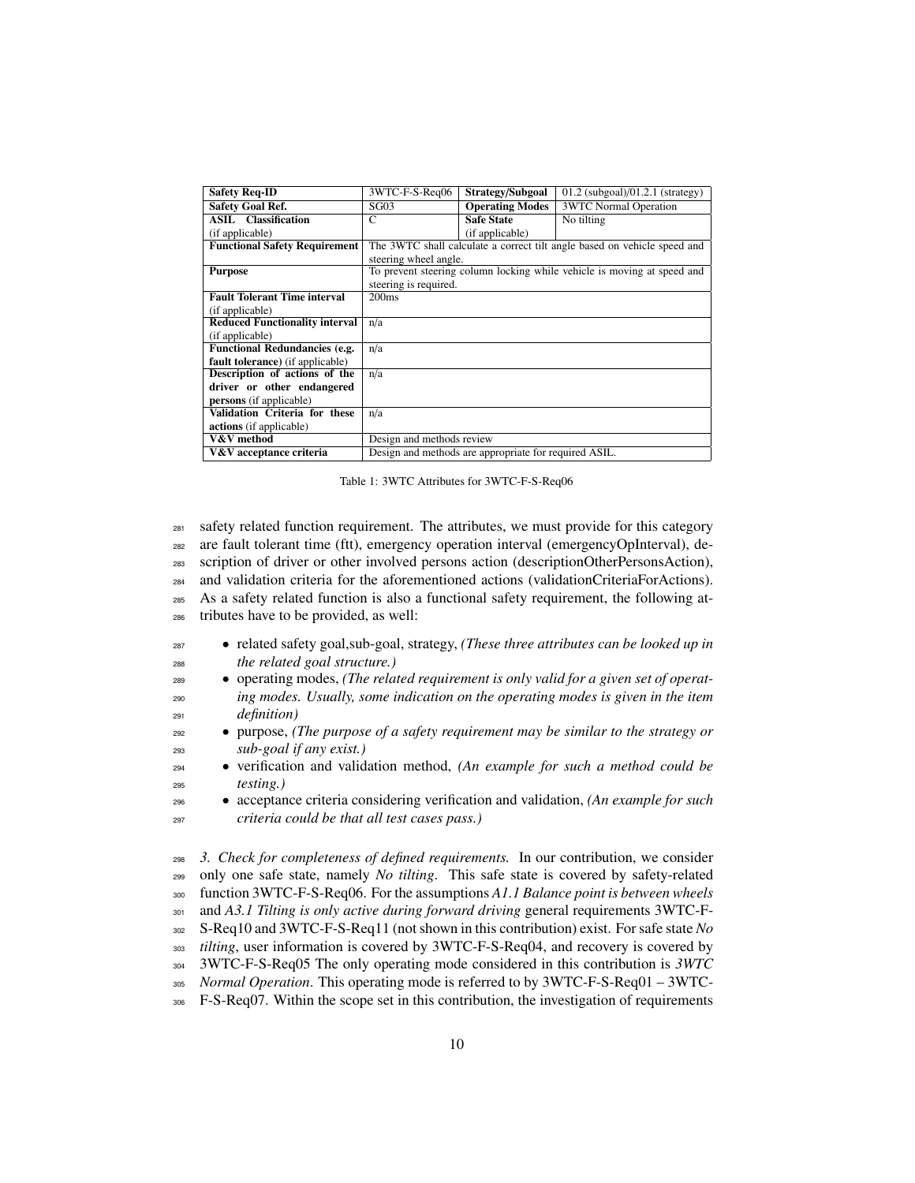| **Safety Req-ID** | 3WTC-F-S-Req06 | **Strategy/Subgoal** | 01.2 (subgoal)/01.2.1 (strategy) |
|---|---|---|---|
| **Safety Goal Ref.** | SG03 | **Operating Modes** | 3WTC Normal Operation |
| **ASIL Classification** (if applicable) | C | **Safe State** (if applicable) | No tilting |
| **Functional Safety Requirement** | The 3WTC shall calculate a correct tilt angle based on vehicle speed and steering wheel angle. | | |
| **Purpose** | To prevent steering column locking while vehicle is moving at speed and steering is required. | | |
| **Fault Tolerant Time interval** (if applicable) | 200ms | | |
| **Reduced Functionality interval** (if applicable) | n/a | | |
| **Functional Redundancies (e.g. fault tolerance)** (if applicable) | n/a | | |
| **Description of actions of the driver or other endangered persons** (if applicable) | n/a | | |
| **Validation Criteria for these actions** (if applicable) | n/a | | |
| **V&V method** | Design and methods review | | |
| **V&V acceptance criteria** | Design and methods are appropriate for required ASIL. | | |

Table 1: 3WTC Attributes for 3WTC-F-S-Req06

safety related function requirement. The attributes, we must provide for this category are fault tolerant time (ftt), emergency operation interval (emergencyOpInterval), description of driver or other involved persons action (descriptionOtherPersonsAction), and validation criteria for the aforementioned actions (validationCriteriaForActions). As a safety related function is also a functional safety requirement, the following attributes have to be provided, as well:

- related safety goal,sub-goal, strategy, *(These three attributes can be looked up in the related goal structure.)*
- operating modes, *(The related requirement is only valid for a given set of operating modes. Usually, some indication on the operating modes is given in the item definition)*
- purpose, *(The purpose of a safety requirement may be similar to the strategy or sub-goal if any exist.)*
- verification and validation method, *(An example for such a method could be testing.)*
- acceptance criteria considering verification and validation, *(An example for such criteria could be that all test cases pass.)*

*3. Check for completeness of defined requirements.* In our contribution, we consider only one safe state, namely *No tilting*. This safe state is covered by safety-related function 3WTC-F-S-Req06. For the assumptions *A1.1 Balance point is between wheels* and *A3.1 Tilting is only active during forward driving* general requirements 3WTC-F-S-Req10 and 3WTC-F-S-Req11 (not shown in this contribution) exist. For safe state *No tilting*, user information is covered by 3WTC-F-S-Req04, and recovery is covered by 3WTC-F-S-Req05 The only operating mode considered in this contribution is *3WTC Normal Operation*. This operating mode is referred to by 3WTC-F-S-Req01 – 3WTC-F-S-Req07. Within the scope set in this contribution, the investigation of requirements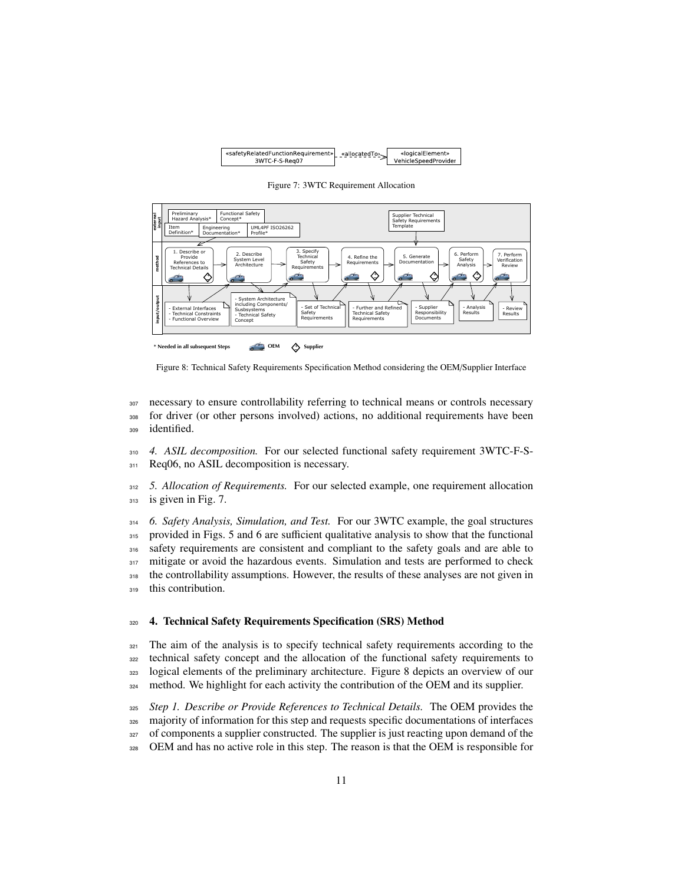Figure 7: 3WTC Requirement Allocation

Figure 8: Technical Safety Requirements Specification Method considering the OEM/Supplier Interface

necessary to ensure controllability referring to technical means or controls necessary for driver (or other persons involved) actions, no additional requirements have been identified.

*4. ASIL decomposition.* For our selected functional safety requirement 3WTC-F-S-Req06, no ASIL decomposition is necessary.

*5. Allocation of Requirements.* For our selected example, one requirement allocation is given in Fig. 7.

*6. Safety Analysis, Simulation, and Test.* For our 3WTC example, the goal structures provided in Figs. 5 and 6 are sufficient qualitative analysis to show that the functional safety requirements are consistent and compliant to the safety goals and are able to mitigate or avoid the hazardous events. Simulation and tests are performed to check the controllability assumptions. However, the results of these analyses are not given in this contribution.

## 4. Technical Safety Requirements Specification (SRS) Method

The aim of the analysis is to specify technical safety requirements according to the technical safety concept and the allocation of the functional safety requirements to logical elements of the preliminary architecture. Figure 8 depicts an overview of our method. We highlight for each activity the contribution of the OEM and its supplier.

*Step 1. Describe or Provide References to Technical Details.* The OEM provides the majority of information for this step and requests specific documentations of interfaces of components a supplier constructed. The supplier is just reacting upon demand of the OEM and has no active role in this step. The reason is that the OEM is responsible for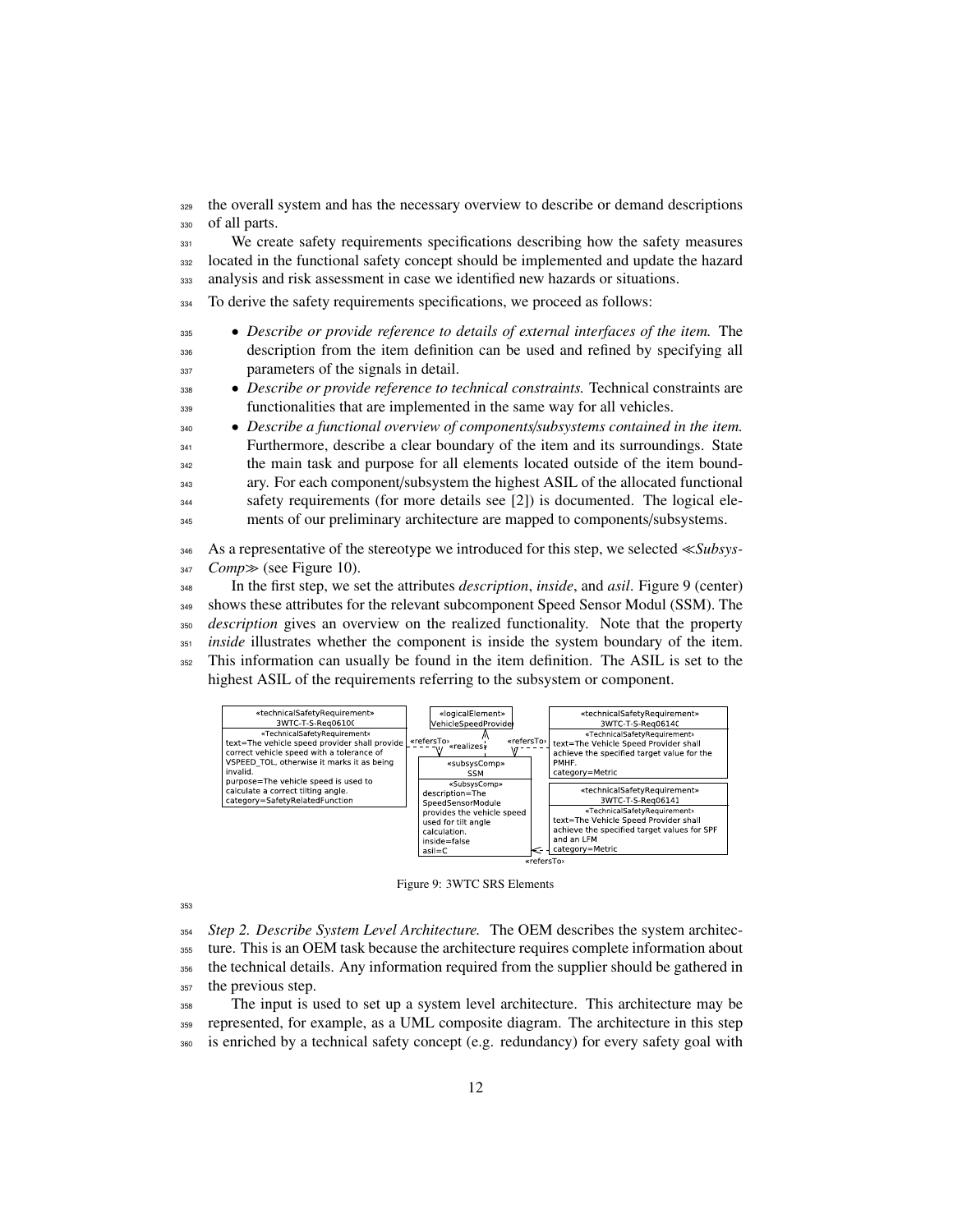the overall system and has the necessary overview to describe or demand descriptions of all parts.

We create safety requirements specifications describing how the safety measures located in the functional safety concept should be implemented and update the hazard analysis and risk assessment in case we identified new hazards or situations.

To derive the safety requirements specifications, we proceed as follows:

- *Describe or provide reference to details of external interfaces of the item.* The description from the item definition can be used and refined by specifying all parameters of the signals in detail.
- *Describe or provide reference to technical constraints.* Technical constraints are functionalities that are implemented in the same way for all vehicles.
- *Describe a functional overview of components/subsystems contained in the item.* Furthermore, describe a clear boundary of the item and its surroundings. State the main task and purpose for all elements located outside of the item boundary. For each component/subsystem the highest ASIL of the allocated functional safety requirements (for more details see [2]) is documented. The logical elements of our preliminary architecture are mapped to components/subsystems.

As a representative of the stereotype we introduced for this step, we selected ≪*SubsysComp*≫ (see Figure 10).

In the first step, we set the attributes *description*, *inside*, and *asil*. Figure 9 (center) shows these attributes for the relevant subcomponent Speed Sensor Modul (SSM). The *description* gives an overview on the realized functionality. Note that the property *inside* illustrates whether the component is inside the system boundary of the item. This information can usually be found in the item definition. The ASIL is set to the highest ASIL of the requirements referring to the subsystem or component.

Figure 9: 3WTC SRS Elements

*Step 2. Describe System Level Architecture.* The OEM describes the system architecture. This is an OEM task because the architecture requires complete information about the technical details. Any information required from the supplier should be gathered in the previous step.

The input is used to set up a system level architecture. This architecture may be represented, for example, as a UML composite diagram. The architecture in this step is enriched by a technical safety concept (e.g. redundancy) for every safety goal with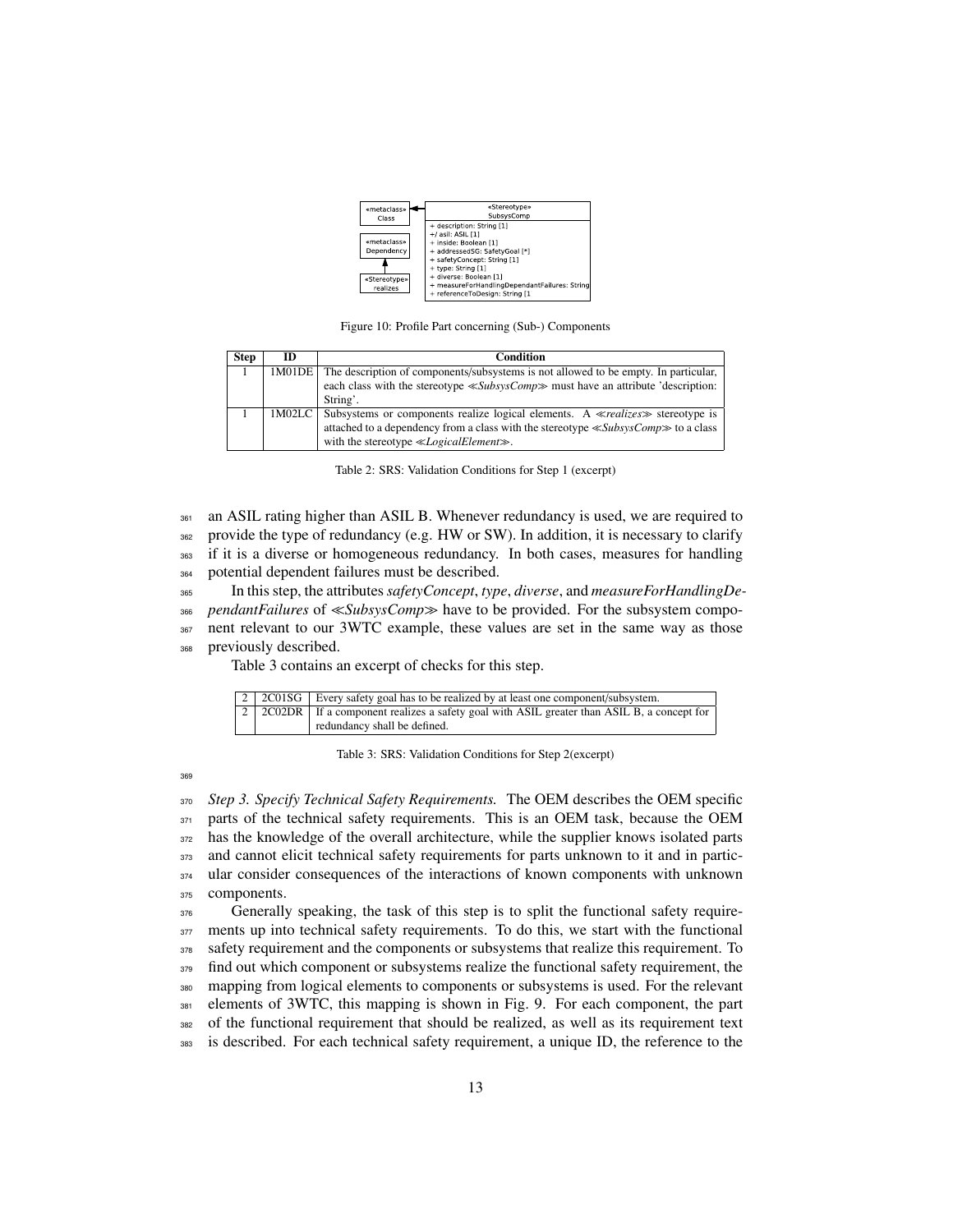«metaclass» Class ◄— «Stereotype» SubsysComp
+ description: String [1]
+/ asil: ASIL [1]
+ inside: Boolean [1]
+ addressedSG: SafetyGoal [*]
+ safetyConcept: String [1]
+ type: String [1]
+ diverse: Boolean [1]
+ measureForHandlingDependantFailures: String
+ referenceToDesign: String [1

«metaclass» Dependency ▲— «Stereotype» realizes

Figure 10: Profile Part concerning (Sub-) Components

| Step | ID | Condition |
| --- | --- | --- |
| 1 | 1M01DE | The description of components/subsystems is not allowed to be empty. In particular, each class with the stereotype ≪*SubsysComp*≫ must have an attribute 'description: String'. |
| 1 | 1M02LC | Subsystems or components realize logical elements. A ≪*realizes*≫ stereotype is attached to a dependency from a class with the stereotype ≪*SubsysComp*≫ to a class with the stereotype ≪*LogicalElement*≫. |

Table 2: SRS: Validation Conditions for Step 1 (excerpt)

an ASIL rating higher than ASIL B. Whenever redundancy is used, we are required to provide the type of redundancy (e.g. HW or SW). In addition, it is necessary to clarify if it is a diverse or homogeneous redundancy. In both cases, measures for handling potential dependent failures must be described.

In this step, the attributes *safetyConcept*, *type*, *diverse*, and *measureForHandlingDependantFailures* of ≪*SubsysComp*≫ have to be provided. For the subsystem component relevant to our 3WTC example, these values are set in the same way as those previously described.

Table 3 contains an excerpt of checks for this step.

| Step | ID | Condition |
| --- | --- | --- |
| 2 | 2C01SG | Every safety goal has to be realized by at least one component/subsystem. |
| 2 | 2C02DR | If a component realizes a safety goal with ASIL greater than ASIL B, a concept for redundancy shall be defined. |

Table 3: SRS: Validation Conditions for Step 2(excerpt)

*Step 3. Specify Technical Safety Requirements.* The OEM describes the OEM specific parts of the technical safety requirements. This is an OEM task, because the OEM has the knowledge of the overall architecture, while the supplier knows isolated parts and cannot elicit technical safety requirements for parts unknown to it and in particular consider consequences of the interactions of known components with unknown components.

Generally speaking, the task of this step is to split the functional safety requirements up into technical safety requirements. To do this, we start with the functional safety requirement and the components or subsystems that realize this requirement. To find out which component or subsystems realize the functional safety requirement, the mapping from logical elements to components or subsystems is used. For the relevant elements of 3WTC, this mapping is shown in Fig. 9. For each component, the part of the functional requirement that should be realized, as well as its requirement text is described. For each technical safety requirement, a unique ID, the reference to the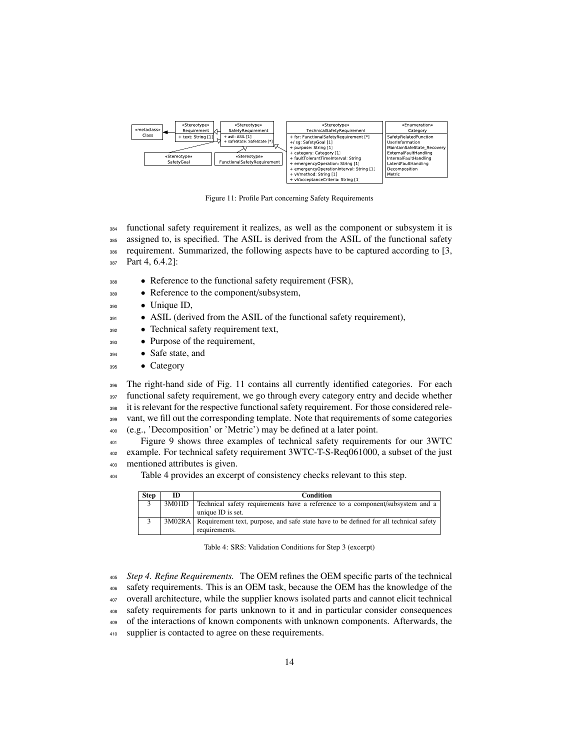Figure 11: Profile Part concerning Safety Requirements

functional safety requirement it realizes, as well as the component or subsystem it is assigned to, is specified. The ASIL is derived from the ASIL of the functional safety requirement. Summarized, the following aspects have to be captured according to [3, Part 4, 6.4.2]:

- Reference to the functional safety requirement (FSR),
- Reference to the component/subsystem,
- Unique ID,
- ASIL (derived from the ASIL of the functional safety requirement),
- Technical safety requirement text,
- Purpose of the requirement,
- Safe state, and
- Category

The right-hand side of Fig. 11 contains all currently identified categories. For each functional safety requirement, we go through every category entry and decide whether it is relevant for the respective functional safety requirement. For those considered relevant, we fill out the corresponding template. Note that requirements of some categories (e.g., 'Decomposition' or 'Metric') may be defined at a later point.

Figure 9 shows three examples of technical safety requirements for our 3WTC example. For technical safety requirement 3WTC-T-S-Req061000, a subset of the just mentioned attributes is given.

Table 4 provides an excerpt of consistency checks relevant to this step.

| Step | ID | Condition |
|---|---|---|
| 3 | 3M01ID | Technical safety requirements have a reference to a component/subsystem and a unique ID is set. |
| 3 | 3M02RA | Requirement text, purpose, and safe state have to be defined for all technical safety requirements. |

Table 4: SRS: Validation Conditions for Step 3 (excerpt)

*Step 4. Refine Requirements.* The OEM refines the OEM specific parts of the technical safety requirements. This is an OEM task, because the OEM has the knowledge of the overall architecture, while the supplier knows isolated parts and cannot elicit technical safety requirements for parts unknown to it and in particular consider consequences of the interactions of known components with unknown components. Afterwards, the supplier is contacted to agree on these requirements.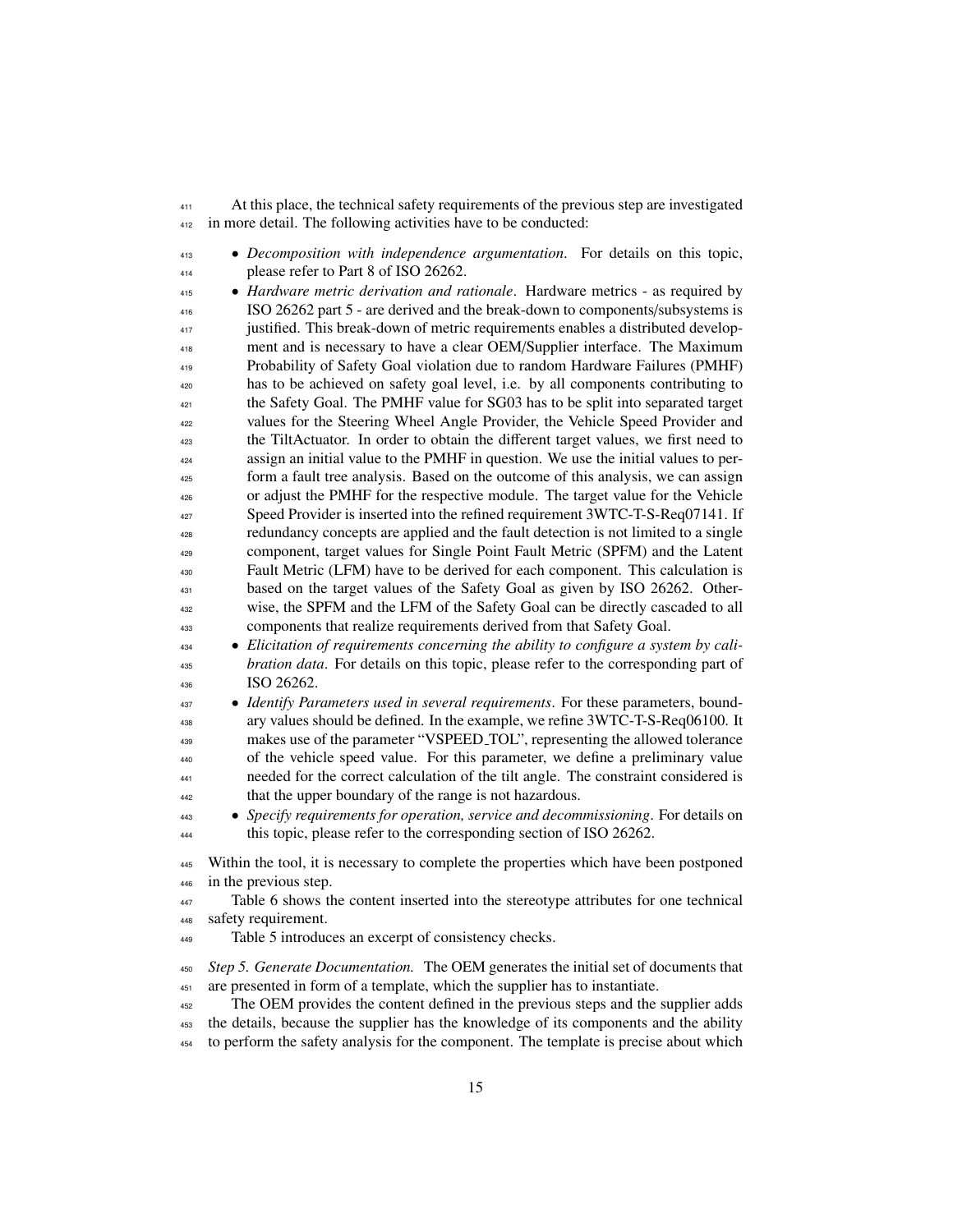At this place, the technical safety requirements of the previous step are investigated in more detail. The following activities have to be conducted:

- *Decomposition with independence argumentation*. For details on this topic, please refer to Part 8 of ISO 26262.
- *Hardware metric derivation and rationale*. Hardware metrics - as required by ISO 26262 part 5 - are derived and the break-down to components/subsystems is justified. This break-down of metric requirements enables a distributed development and is necessary to have a clear OEM/Supplier interface. The Maximum Probability of Safety Goal violation due to random Hardware Failures (PMHF) has to be achieved on safety goal level, i.e. by all components contributing to the Safety Goal. The PMHF value for SG03 has to be split into separated target values for the Steering Wheel Angle Provider, the Vehicle Speed Provider and the TiltActuator. In order to obtain the different target values, we first need to assign an initial value to the PMHF in question. We use the initial values to perform a fault tree analysis. Based on the outcome of this analysis, we can assign or adjust the PMHF for the respective module. The target value for the Vehicle Speed Provider is inserted into the refined requirement 3WTC-T-S-Req07141. If redundancy concepts are applied and the fault detection is not limited to a single component, target values for Single Point Fault Metric (SPFM) and the Latent Fault Metric (LFM) have to be derived for each component. This calculation is based on the target values of the Safety Goal as given by ISO 26262. Otherwise, the SPFM and the LFM of the Safety Goal can be directly cascaded to all components that realize requirements derived from that Safety Goal.
- *Elicitation of requirements concerning the ability to configure a system by calibration data*. For details on this topic, please refer to the corresponding part of ISO 26262.
- *Identify Parameters used in several requirements*. For these parameters, boundary values should be defined. In the example, we refine 3WTC-T-S-Req06100. It makes use of the parameter "VSPEED_TOL", representing the allowed tolerance of the vehicle speed value. For this parameter, we define a preliminary value needed for the correct calculation of the tilt angle. The constraint considered is that the upper boundary of the range is not hazardous.
- *Specify requirements for operation, service and decommissioning*. For details on this topic, please refer to the corresponding section of ISO 26262.

Within the tool, it is necessary to complete the properties which have been postponed in the previous step.

Table 6 shows the content inserted into the stereotype attributes for one technical safety requirement.

Table 5 introduces an excerpt of consistency checks.

*Step 5. Generate Documentation.* The OEM generates the initial set of documents that are presented in form of a template, which the supplier has to instantiate.

The OEM provides the content defined in the previous steps and the supplier adds the details, because the supplier has the knowledge of its components and the ability to perform the safety analysis for the component. The template is precise about which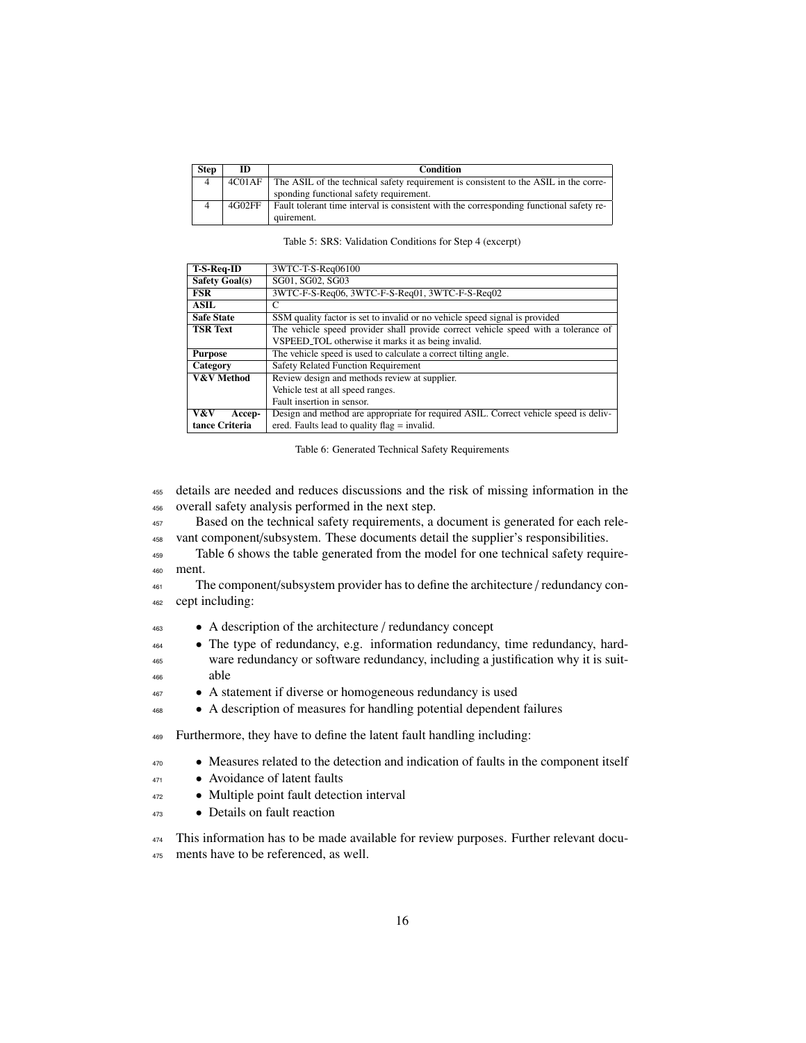| Step | ID | Condition |
|---|---|---|
| 4 | 4C01AF | The ASIL of the technical safety requirement is consistent to the ASIL in the corresponding functional safety requirement. |
| 4 | 4G02FF | Fault tolerant time interval is consistent with the corresponding functional safety requirement. |

Table 5: SRS: Validation Conditions for Step 4 (excerpt)

| **T-S-Req-ID** | 3WTC-T-S-Req06100 |
|---|---|
| **Safety Goal(s)** | SG01, SG02, SG03 |
| **FSR** | 3WTC-F-S-Req06, 3WTC-F-S-Req01, 3WTC-F-S-Req02 |
| **ASIL** | C |
| **Safe State** | SSM quality factor is set to invalid or no vehicle speed signal is provided |
| **TSR Text** | The vehicle speed provider shall provide correct vehicle speed with a tolerance of VSPEED_TOL otherwise it marks it as being invalid. |
| **Purpose** | The vehicle speed is used to calculate a correct tilting angle. |
| **Category** | Safety Related Function Requirement |
| **V&V Method** | Review design and methods review at supplier.<br>Vehicle test at all speed ranges.<br>Fault insertion in sensor. |
| **V&V Acceptance Criteria** | Design and method are appropriate for required ASIL. Correct vehicle speed is delivered. Faults lead to quality flag = invalid. |

Table 6: Generated Technical Safety Requirements

details are needed and reduces discussions and the risk of missing information in the overall safety analysis performed in the next step.

Based on the technical safety requirements, a document is generated for each relevant component/subsystem. These documents detail the supplier's responsibilities.

Table 6 shows the table generated from the model for one technical safety requirement.

The component/subsystem provider has to define the architecture / redundancy concept including:

- A description of the architecture / redundancy concept
- The type of redundancy, e.g. information redundancy, time redundancy, hardware redundancy or software redundancy, including a justification why it is suitable
- A statement if diverse or homogeneous redundancy is used
- A description of measures for handling potential dependent failures

Furthermore, they have to define the latent fault handling including:

- Measures related to the detection and indication of faults in the component itself
- Avoidance of latent faults
- Multiple point fault detection interval
- Details on fault reaction

This information has to be made available for review purposes. Further relevant documents have to be referenced, as well.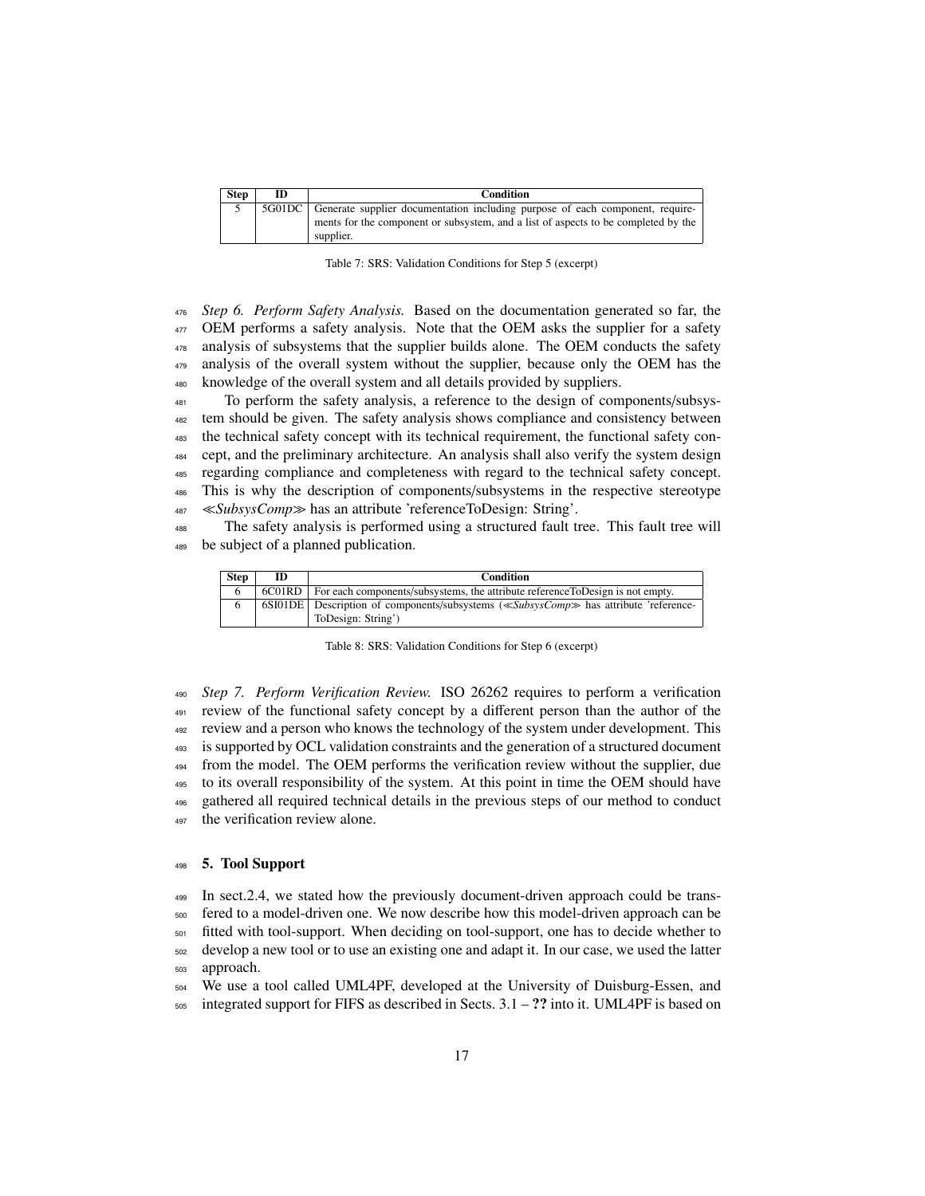| Step | ID | Condition |
|---|---|---|
| 5 | 5G01DC | Generate supplier documentation including purpose of each component, requirements for the component or subsystem, and a list of aspects to be completed by the supplier. |

Table 7: SRS: Validation Conditions for Step 5 (excerpt)

*Step 6. Perform Safety Analysis.* Based on the documentation generated so far, the OEM performs a safety analysis. Note that the OEM asks the supplier for a safety analysis of subsystems that the supplier builds alone. The OEM conducts the safety analysis of the overall system without the supplier, because only the OEM has the knowledge of the overall system and all details provided by suppliers.

To perform the safety analysis, a reference to the design of components/subsystem should be given. The safety analysis shows compliance and consistency between the technical safety concept with its technical requirement, the functional safety concept, and the preliminary architecture. An analysis shall also verify the system design regarding compliance and completeness with regard to the technical safety concept. This is why the description of components/subsystems in the respective stereotype ≪*SubsysComp*≫ has an attribute 'referenceToDesign: String'.

The safety analysis is performed using a structured fault tree. This fault tree will be subject of a planned publication.

| Step | ID | Condition |
|---|---|---|
| 6 | 6C01RD | For each components/subsystems, the attribute referenceToDesign is not empty. |
| 6 | 6SI01DE | Description of components/subsystems (≪*SubsysComp*≫ has attribute 'referenceToDesign: String') |

Table 8: SRS: Validation Conditions for Step 6 (excerpt)

*Step 7. Perform Verification Review.* ISO 26262 requires to perform a verification review of the functional safety concept by a different person than the author of the review and a person who knows the technology of the system under development. This is supported by OCL validation constraints and the generation of a structured document from the model. The OEM performs the verification review without the supplier, due to its overall responsibility of the system. At this point in time the OEM should have gathered all required technical details in the previous steps of our method to conduct the verification review alone.

## 5. Tool Support

In sect.2.4, we stated how the previously document-driven approach could be transfered to a model-driven one. We now describe how this model-driven approach can be fitted with tool-support. When deciding on tool-support, one has to decide whether to develop a new tool or to use an existing one and adapt it. In our case, we used the latter approach.

We use a tool called UML4PF, developed at the University of Duisburg-Essen, and integrated support for FIFS as described in Sects. 3.1 – **??** into it. UML4PF is based on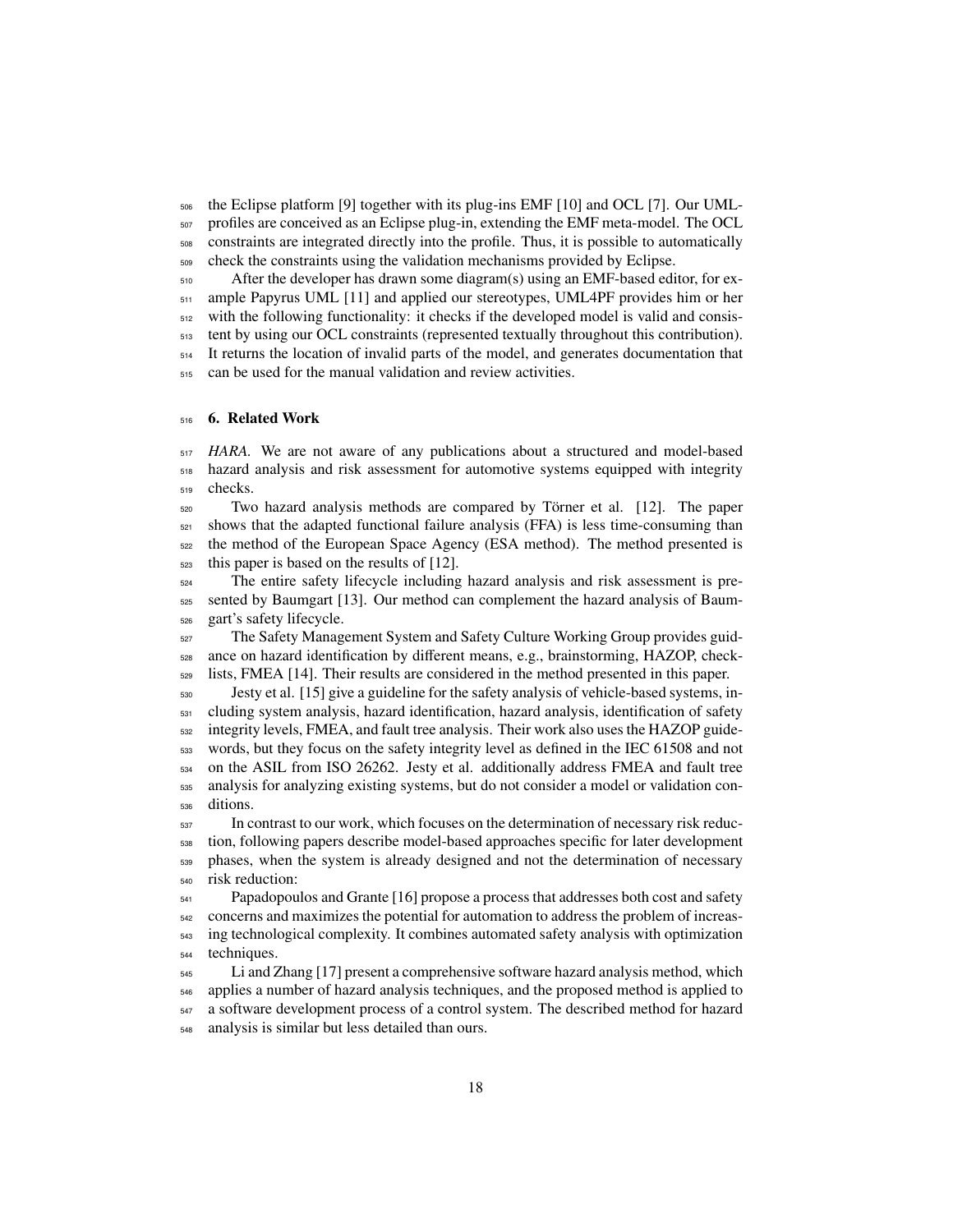the Eclipse platform [9] together with its plug-ins EMF [10] and OCL [7]. Our UML-profiles are conceived as an Eclipse plug-in, extending the EMF meta-model. The OCL constraints are integrated directly into the profile. Thus, it is possible to automatically check the constraints using the validation mechanisms provided by Eclipse.

After the developer has drawn some diagram(s) using an EMF-based editor, for example Papyrus UML [11] and applied our stereotypes, UML4PF provides him or her with the following functionality: it checks if the developed model is valid and consistent by using our OCL constraints (represented textually throughout this contribution). It returns the location of invalid parts of the model, and generates documentation that can be used for the manual validation and review activities.

## 6. Related Work

*HARA.* We are not aware of any publications about a structured and model-based hazard analysis and risk assessment for automotive systems equipped with integrity checks.

Two hazard analysis methods are compared by Törner et al. [12]. The paper shows that the adapted functional failure analysis (FFA) is less time-consuming than the method of the European Space Agency (ESA method). The method presented is this paper is based on the results of [12].

The entire safety lifecycle including hazard analysis and risk assessment is presented by Baumgart [13]. Our method can complement the hazard analysis of Baumgart's safety lifecycle.

The Safety Management System and Safety Culture Working Group provides guidance on hazard identification by different means, e.g., brainstorming, HAZOP, checklists, FMEA [14]. Their results are considered in the method presented in this paper.

Jesty et al. [15] give a guideline for the safety analysis of vehicle-based systems, including system analysis, hazard identification, hazard analysis, identification of safety integrity levels, FMEA, and fault tree analysis. Their work also uses the HAZOP guidewords, but they focus on the safety integrity level as defined in the IEC 61508 and not on the ASIL from ISO 26262. Jesty et al. additionally address FMEA and fault tree analysis for analyzing existing systems, but do not consider a model or validation conditions.

In contrast to our work, which focuses on the determination of necessary risk reduction, following papers describe model-based approaches specific for later development phases, when the system is already designed and not the determination of necessary risk reduction:

Papadopoulos and Grante [16] propose a process that addresses both cost and safety concerns and maximizes the potential for automation to address the problem of increasing technological complexity. It combines automated safety analysis with optimization techniques.

Li and Zhang [17] present a comprehensive software hazard analysis method, which applies a number of hazard analysis techniques, and the proposed method is applied to a software development process of a control system. The described method for hazard analysis is similar but less detailed than ours.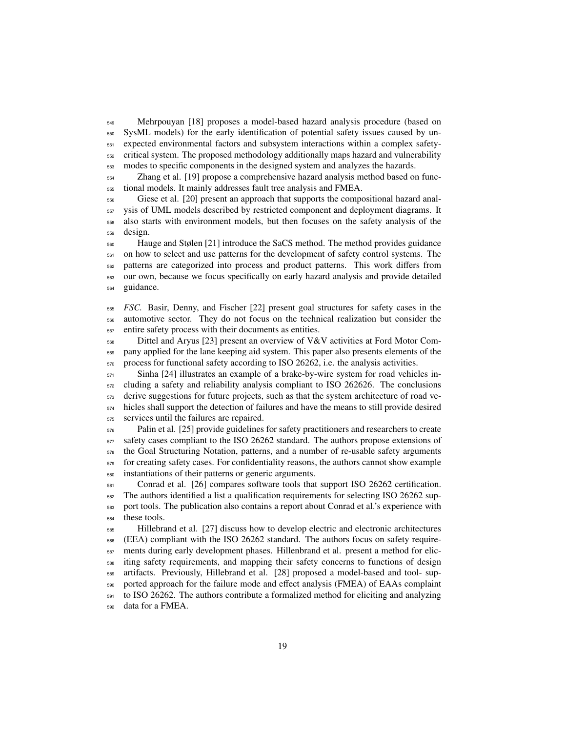Mehrpouyan [18] proposes a model-based hazard analysis procedure (based on SysML models) for the early identification of potential safety issues caused by unexpected environmental factors and subsystem interactions within a complex safety-critical system. The proposed methodology additionally maps hazard and vulnerability modes to specific components in the designed system and analyzes the hazards.

Zhang et al. [19] propose a comprehensive hazard analysis method based on functional models. It mainly addresses fault tree analysis and FMEA.

Giese et al. [20] present an approach that supports the compositional hazard analysis of UML models described by restricted component and deployment diagrams. It also starts with environment models, but then focuses on the safety analysis of the design.

Hauge and Stølen [21] introduce the SaCS method. The method provides guidance on how to select and use patterns for the development of safety control systems. The patterns are categorized into process and product patterns. This work differs from our own, because we focus specifically on early hazard analysis and provide detailed guidance.

*FSC.* Basir, Denny, and Fischer [22] present goal structures for safety cases in the automotive sector. They do not focus on the technical realization but consider the entire safety process with their documents as entities.

Dittel and Aryus [23] present an overview of V&V activities at Ford Motor Company applied for the lane keeping aid system. This paper also presents elements of the process for functional safety according to ISO 26262, i.e. the analysis activities.

Sinha [24] illustrates an example of a brake-by-wire system for road vehicles including a safety and reliability analysis compliant to ISO 262626. The conclusions derive suggestions for future projects, such as that the system architecture of road vehicles shall support the detection of failures and have the means to still provide desired services until the failures are repaired.

Palin et al. [25] provide guidelines for safety practitioners and researchers to create safety cases compliant to the ISO 26262 standard. The authors propose extensions of the Goal Structuring Notation, patterns, and a number of re-usable safety arguments for creating safety cases. For confidentiality reasons, the authors cannot show example instantiations of their patterns or generic arguments.

Conrad et al. [26] compares software tools that support ISO 26262 certification. The authors identified a list a qualification requirements for selecting ISO 26262 support tools. The publication also contains a report about Conrad et al.'s experience with these tools.

Hillebrand et al. [27] discuss how to develop electric and electronic architectures (EEA) compliant with the ISO 26262 standard. The authors focus on safety requirements during early development phases. Hillenbrand et al. present a method for eliciting safety requirements, and mapping their safety concerns to functions of design artifacts. Previously, Hillebrand et al. [28] proposed a model-based and tool- supported approach for the failure mode and effect analysis (FMEA) of EAAs complaint to ISO 26262. The authors contribute a formalized method for eliciting and analyzing data for a FMEA.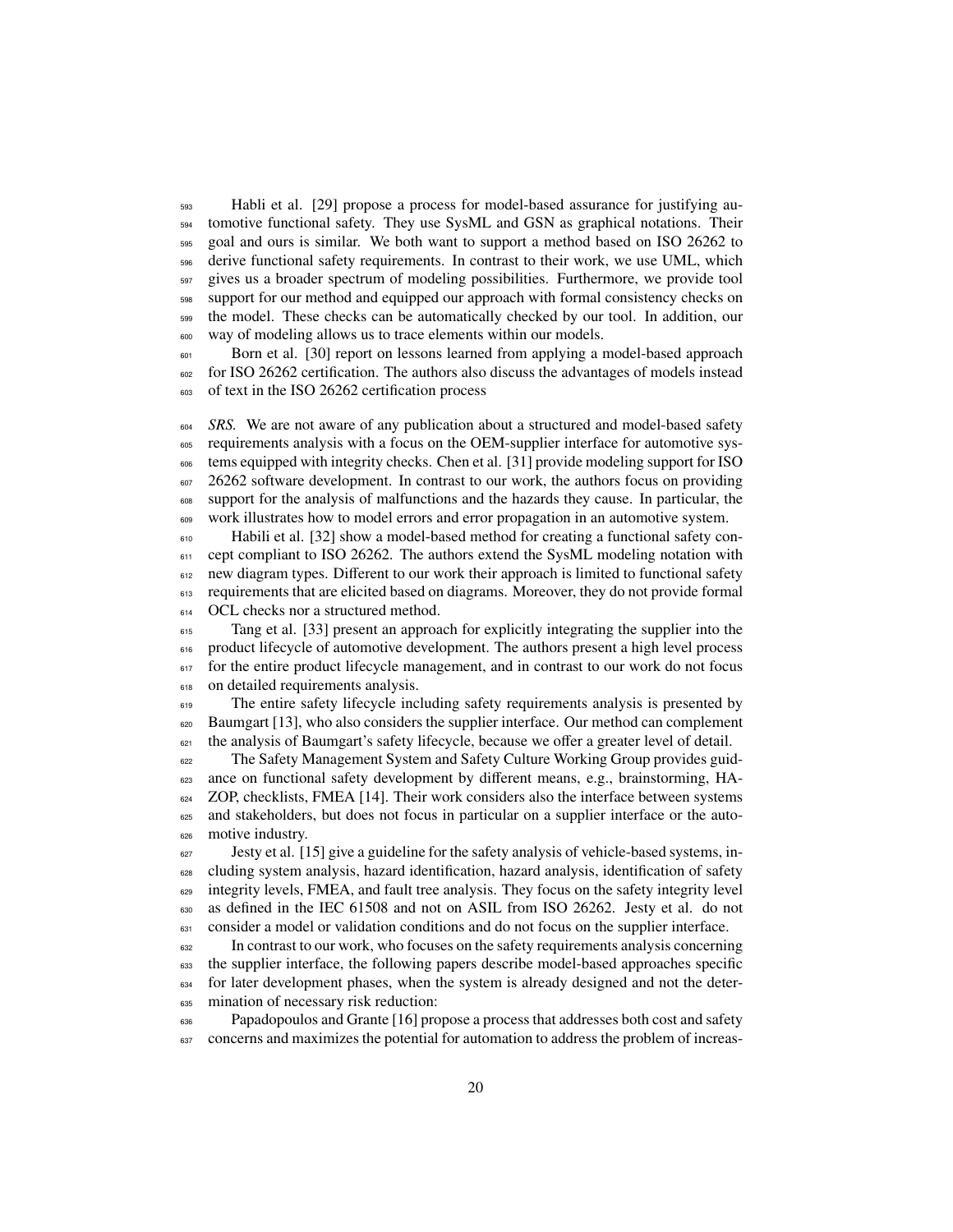Habli et al. [29] propose a process for model-based assurance for justifying automotive functional safety. They use SysML and GSN as graphical notations. Their goal and ours is similar. We both want to support a method based on ISO 26262 to derive functional safety requirements. In contrast to their work, we use UML, which gives us a broader spectrum of modeling possibilities. Furthermore, we provide tool support for our method and equipped our approach with formal consistency checks on the model. These checks can be automatically checked by our tool. In addition, our way of modeling allows us to trace elements within our models.

Born et al. [30] report on lessons learned from applying a model-based approach for ISO 26262 certification. The authors also discuss the advantages of models instead of text in the ISO 26262 certification process

*SRS.* We are not aware of any publication about a structured and model-based safety requirements analysis with a focus on the OEM-supplier interface for automotive systems equipped with integrity checks. Chen et al. [31] provide modeling support for ISO 26262 software development. In contrast to our work, the authors focus on providing support for the analysis of malfunctions and the hazards they cause. In particular, the work illustrates how to model errors and error propagation in an automotive system.

Habili et al. [32] show a model-based method for creating a functional safety concept compliant to ISO 26262. The authors extend the SysML modeling notation with new diagram types. Different to our work their approach is limited to functional safety requirements that are elicited based on diagrams. Moreover, they do not provide formal OCL checks nor a structured method.

Tang et al. [33] present an approach for explicitly integrating the supplier into the product lifecycle of automotive development. The authors present a high level process for the entire product lifecycle management, and in contrast to our work do not focus on detailed requirements analysis.

The entire safety lifecycle including safety requirements analysis is presented by Baumgart [13], who also considers the supplier interface. Our method can complement the analysis of Baumgart's safety lifecycle, because we offer a greater level of detail.

The Safety Management System and Safety Culture Working Group provides guidance on functional safety development by different means, e.g., brainstorming, HAZOP, checklists, FMEA [14]. Their work considers also the interface between systems and stakeholders, but does not focus in particular on a supplier interface or the automotive industry.

Jesty et al. [15] give a guideline for the safety analysis of vehicle-based systems, including system analysis, hazard identification, hazard analysis, identification of safety integrity levels, FMEA, and fault tree analysis. They focus on the safety integrity level as defined in the IEC 61508 and not on ASIL from ISO 26262. Jesty et al. do not consider a model or validation conditions and do not focus on the supplier interface.

In contrast to our work, who focuses on the safety requirements analysis concerning the supplier interface, the following papers describe model-based approaches specific for later development phases, when the system is already designed and not the determination of necessary risk reduction:

Papadopoulos and Grante [16] propose a process that addresses both cost and safety concerns and maximizes the potential for automation to address the problem of increas-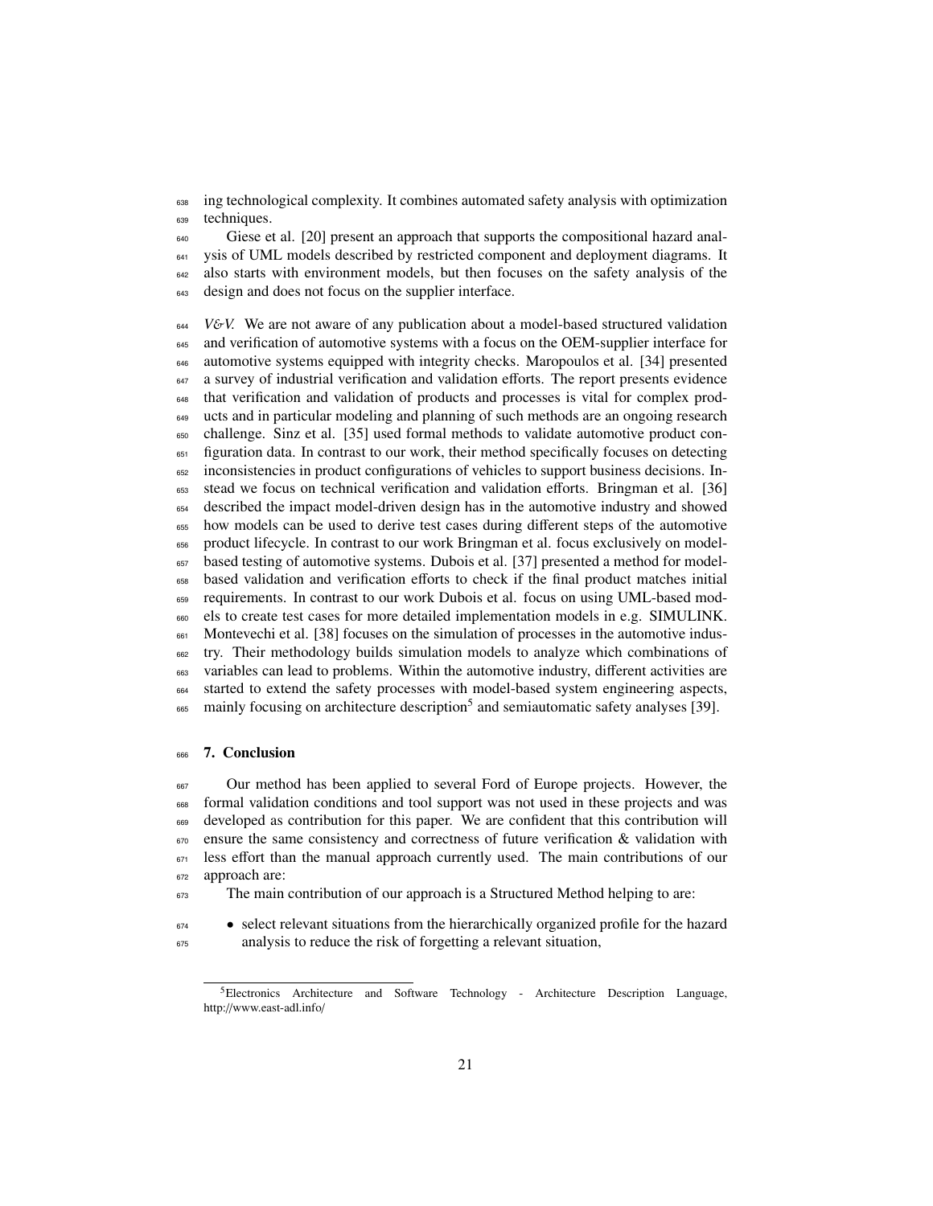ing technological complexity. It combines automated safety analysis with optimization techniques.

Giese et al. [20] present an approach that supports the compositional hazard analysis of UML models described by restricted component and deployment diagrams. It also starts with environment models, but then focuses on the safety analysis of the design and does not focus on the supplier interface.

*V&V.* We are not aware of any publication about a model-based structured validation and verification of automotive systems with a focus on the OEM-supplier interface for automotive systems equipped with integrity checks. Maropoulos et al. [34] presented a survey of industrial verification and validation efforts. The report presents evidence that verification and validation of products and processes is vital for complex products and in particular modeling and planning of such methods are an ongoing research challenge. Sinz et al. [35] used formal methods to validate automotive product configuration data. In contrast to our work, their method specifically focuses on detecting inconsistencies in product configurations of vehicles to support business decisions. Instead we focus on technical verification and validation efforts. Bringman et al. [36] described the impact model-driven design has in the automotive industry and showed how models can be used to derive test cases during different steps of the automotive product lifecycle. In contrast to our work Bringman et al. focus exclusively on model-based testing of automotive systems. Dubois et al. [37] presented a method for model-based validation and verification efforts to check if the final product matches initial requirements. In contrast to our work Dubois et al. focus on using UML-based models to create test cases for more detailed implementation models in e.g. SIMULINK. Montevechi et al. [38] focuses on the simulation of processes in the automotive industry. Their methodology builds simulation models to analyze which combinations of variables can lead to problems. Within the automotive industry, different activities are started to extend the safety processes with model-based system engineering aspects, mainly focusing on architecture description[5] and semiautomatic safety analyses [39].

## 7. Conclusion

Our method has been applied to several Ford of Europe projects. However, the formal validation conditions and tool support was not used in these projects and was developed as contribution for this paper. We are confident that this contribution will ensure the same consistency and correctness of future verification & validation with less effort than the manual approach currently used. The main contributions of our approach are:

The main contribution of our approach is a Structured Method helping to are:

- select relevant situations from the hierarchically organized profile for the hazard analysis to reduce the risk of forgetting a relevant situation,

[5] Electronics Architecture and Software Technology - Architecture Description Language, http://www.east-adl.info/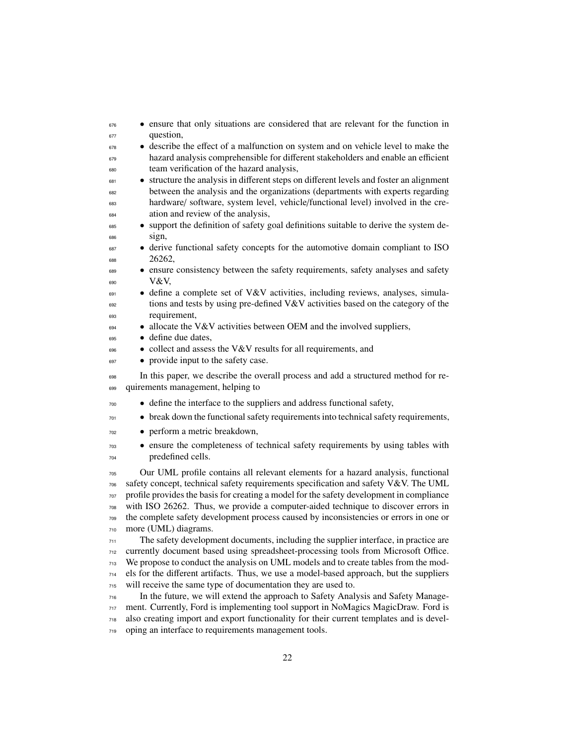- ensure that only situations are considered that are relevant for the function in question,
- describe the effect of a malfunction on system and on vehicle level to make the hazard analysis comprehensible for different stakeholders and enable an efficient team verification of the hazard analysis,
- structure the analysis in different steps on different levels and foster an alignment between the analysis and the organizations (departments with experts regarding hardware/ software, system level, vehicle/functional level) involved in the creation and review of the analysis,
- support the definition of safety goal definitions suitable to derive the system design,
- derive functional safety concepts for the automotive domain compliant to ISO 26262,
- ensure consistency between the safety requirements, safety analyses and safety V&V,
- define a complete set of V&V activities, including reviews, analyses, simulations and tests by using pre-defined V&V activities based on the category of the requirement,
- allocate the V&V activities between OEM and the involved suppliers,
- define due dates,
- collect and assess the V&V results for all requirements, and
- provide input to the safety case.

In this paper, we describe the overall process and add a structured method for requirements management, helping to

- define the interface to the suppliers and address functional safety,
- break down the functional safety requirements into technical safety requirements,
- perform a metric breakdown,
- ensure the completeness of technical safety requirements by using tables with predefined cells.

Our UML profile contains all relevant elements for a hazard analysis, functional safety concept, technical safety requirements specification and safety V&V. The UML profile provides the basis for creating a model for the safety development in compliance with ISO 26262. Thus, we provide a computer-aided technique to discover errors in the complete safety development process caused by inconsistencies or errors in one or more (UML) diagrams.

The safety development documents, including the supplier interface, in practice are currently document based using spreadsheet-processing tools from Microsoft Office. We propose to conduct the analysis on UML models and to create tables from the models for the different artifacts. Thus, we use a model-based approach, but the suppliers will receive the same type of documentation they are used to.

In the future, we will extend the approach to Safety Analysis and Safety Management. Currently, Ford is implementing tool support in NoMagics MagicDraw. Ford is also creating import and export functionality for their current templates and is developing an interface to requirements management tools.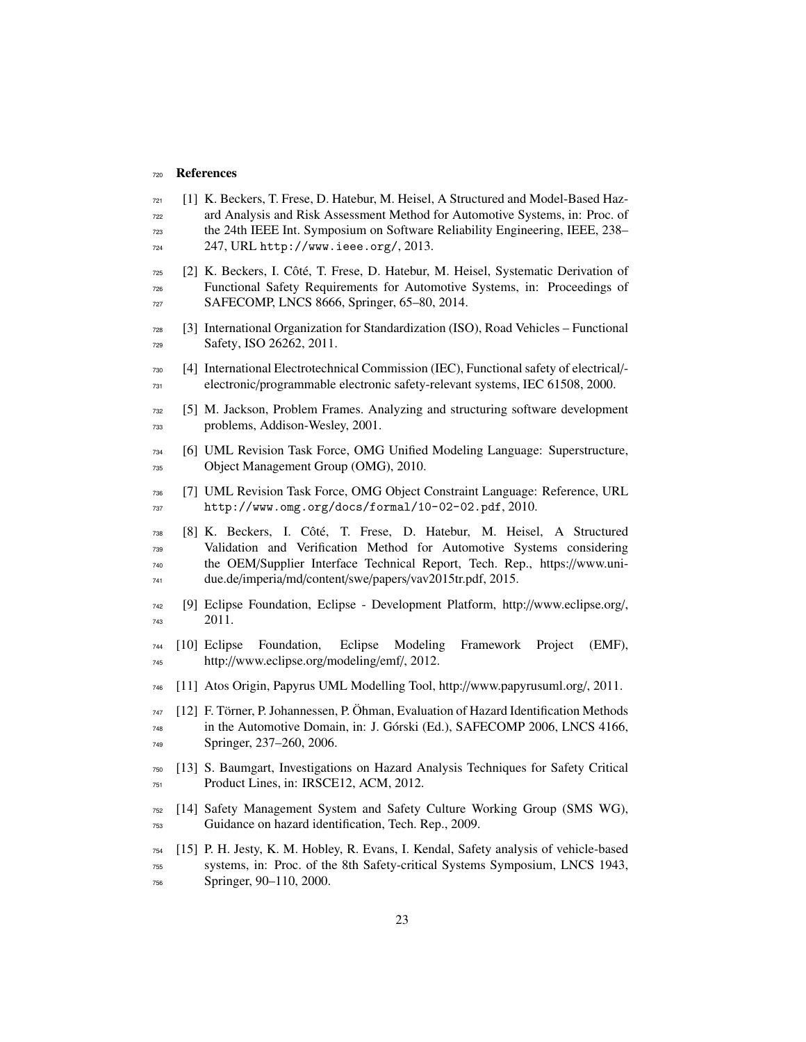## References

[1] K. Beckers, T. Frese, D. Hatebur, M. Heisel, A Structured and Model-Based Hazard Analysis and Risk Assessment Method for Automotive Systems, in: Proc. of the 24th IEEE Int. Symposium on Software Reliability Engineering, IEEE, 238–247, URL `http://www.ieee.org/`, 2013.

[2] K. Beckers, I. Côté, T. Frese, D. Hatebur, M. Heisel, Systematic Derivation of Functional Safety Requirements for Automotive Systems, in: Proceedings of SAFECOMP, LNCS 8666, Springer, 65–80, 2014.

[3] International Organization for Standardization (ISO), Road Vehicles – Functional Safety, ISO 26262, 2011.

[4] International Electrotechnical Commission (IEC), Functional safety of electrical/-electronic/programmable electronic safety-relevant systems, IEC 61508, 2000.

[5] M. Jackson, Problem Frames. Analyzing and structuring software development problems, Addison-Wesley, 2001.

[6] UML Revision Task Force, OMG Unified Modeling Language: Superstructure, Object Management Group (OMG), 2010.

[7] UML Revision Task Force, OMG Object Constraint Language: Reference, URL `http://www.omg.org/docs/formal/10-02-02.pdf`, 2010.

[8] K. Beckers, I. Côté, T. Frese, D. Hatebur, M. Heisel, A Structured Validation and Verification Method for Automotive Systems considering the OEM/Supplier Interface Technical Report, Tech. Rep., https://www.uni-due.de/imperia/md/content/swe/papers/vav2015tr.pdf, 2015.

[9] Eclipse Foundation, Eclipse - Development Platform, http://www.eclipse.org/, 2011.

[10] Eclipse Foundation, Eclipse Modeling Framework Project (EMF), http://www.eclipse.org/modeling/emf/, 2012.

[11] Atos Origin, Papyrus UML Modelling Tool, http://www.papyrusuml.org/, 2011.

[12] F. Törner, P. Johannessen, P. Öhman, Evaluation of Hazard Identification Methods in the Automotive Domain, in: J. Górski (Ed.), SAFECOMP 2006, LNCS 4166, Springer, 237–260, 2006.

[13] S. Baumgart, Investigations on Hazard Analysis Techniques for Safety Critical Product Lines, in: IRSCE12, ACM, 2012.

[14] Safety Management System and Safety Culture Working Group (SMS WG), Guidance on hazard identification, Tech. Rep., 2009.

[15] P. H. Jesty, K. M. Hobley, R. Evans, I. Kendal, Safety analysis of vehicle-based systems, in: Proc. of the 8th Safety-critical Systems Symposium, LNCS 1943, Springer, 90–110, 2000.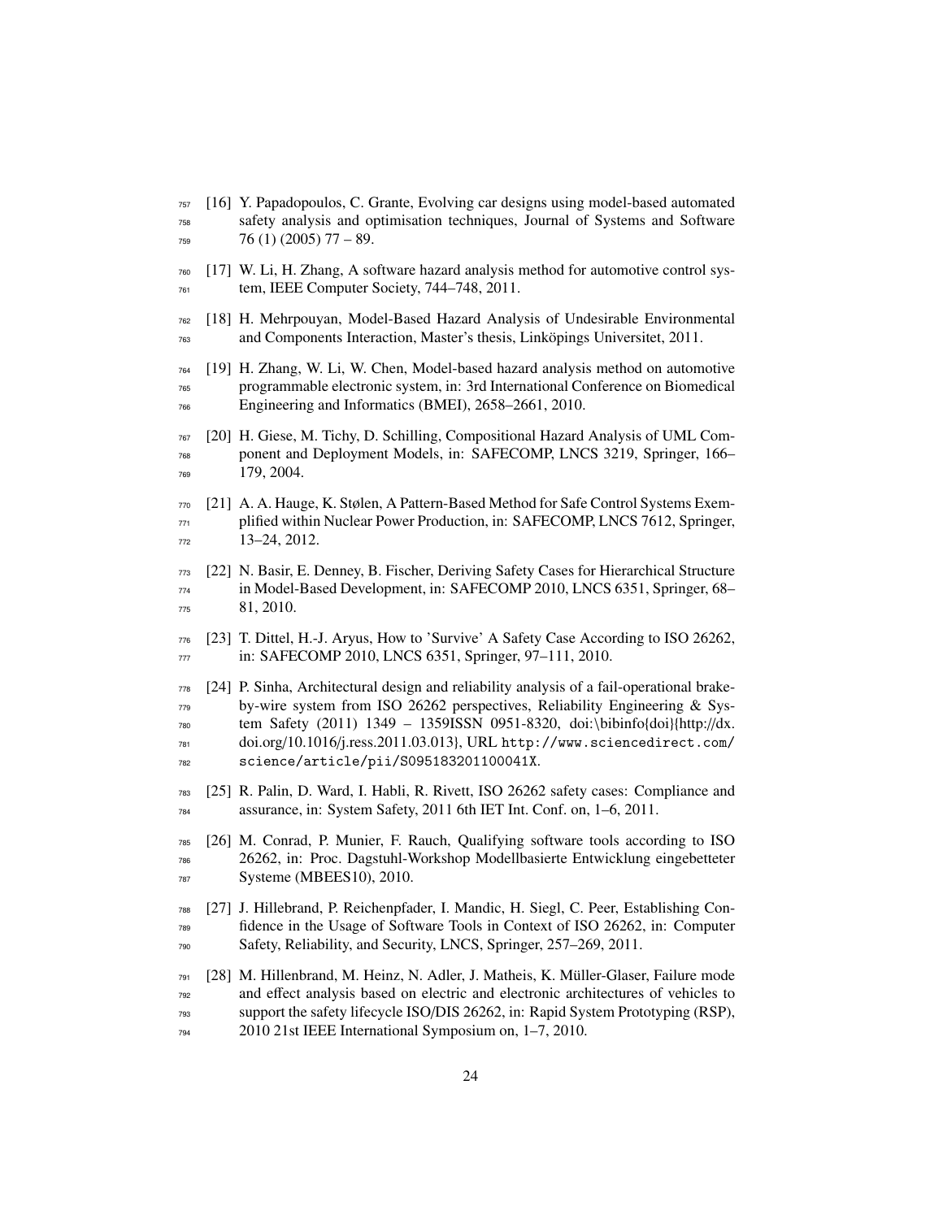[16] Y. Papadopoulos, C. Grante, Evolving car designs using model-based automated safety analysis and optimisation techniques, Journal of Systems and Software 76 (1) (2005) 77 – 89.

[17] W. Li, H. Zhang, A software hazard analysis method for automotive control system, IEEE Computer Society, 744–748, 2011.

[18] H. Mehrpouyan, Model-Based Hazard Analysis of Undesirable Environmental and Components Interaction, Master's thesis, Linköpings Universitet, 2011.

[19] H. Zhang, W. Li, W. Chen, Model-based hazard analysis method on automotive programmable electronic system, in: 3rd International Conference on Biomedical Engineering and Informatics (BMEI), 2658–2661, 2010.

[20] H. Giese, M. Tichy, D. Schilling, Compositional Hazard Analysis of UML Component and Deployment Models, in: SAFECOMP, LNCS 3219, Springer, 166–179, 2004.

[21] A. A. Hauge, K. Stølen, A Pattern-Based Method for Safe Control Systems Exemplified within Nuclear Power Production, in: SAFECOMP, LNCS 7612, Springer, 13–24, 2012.

[22] N. Basir, E. Denney, B. Fischer, Deriving Safety Cases for Hierarchical Structure in Model-Based Development, in: SAFECOMP 2010, LNCS 6351, Springer, 68–81, 2010.

[23] T. Dittel, H.-J. Aryus, How to 'Survive' A Safety Case According to ISO 26262, in: SAFECOMP 2010, LNCS 6351, Springer, 97–111, 2010.

[24] P. Sinha, Architectural design and reliability analysis of a fail-operational brake-by-wire system from ISO 26262 perspectives, Reliability Engineering & System Safety (2011) 1349 – 1359ISSN 0951-8320, doi:\bibinfo{doi}{http://dx.doi.org/10.1016/j.ress.2011.03.013}, URL `http://www.sciencedirect.com/science/article/pii/S095183201100041X`.

[25] R. Palin, D. Ward, I. Habli, R. Rivett, ISO 26262 safety cases: Compliance and assurance, in: System Safety, 2011 6th IET Int. Conf. on, 1–6, 2011.

[26] M. Conrad, P. Munier, F. Rauch, Qualifying software tools according to ISO 26262, in: Proc. Dagstuhl-Workshop Modellbasierte Entwicklung eingebetteter Systeme (MBEES10), 2010.

[27] J. Hillebrand, P. Reichenpfader, I. Mandic, H. Siegl, C. Peer, Establishing Confidence in the Usage of Software Tools in Context of ISO 26262, in: Computer Safety, Reliability, and Security, LNCS, Springer, 257–269, 2011.

[28] M. Hillenbrand, M. Heinz, N. Adler, J. Matheis, K. Müller-Glaser, Failure mode and effect analysis based on electric and electronic architectures of vehicles to support the safety lifecycle ISO/DIS 26262, in: Rapid System Prototyping (RSP), 2010 21st IEEE International Symposium on, 1–7, 2010.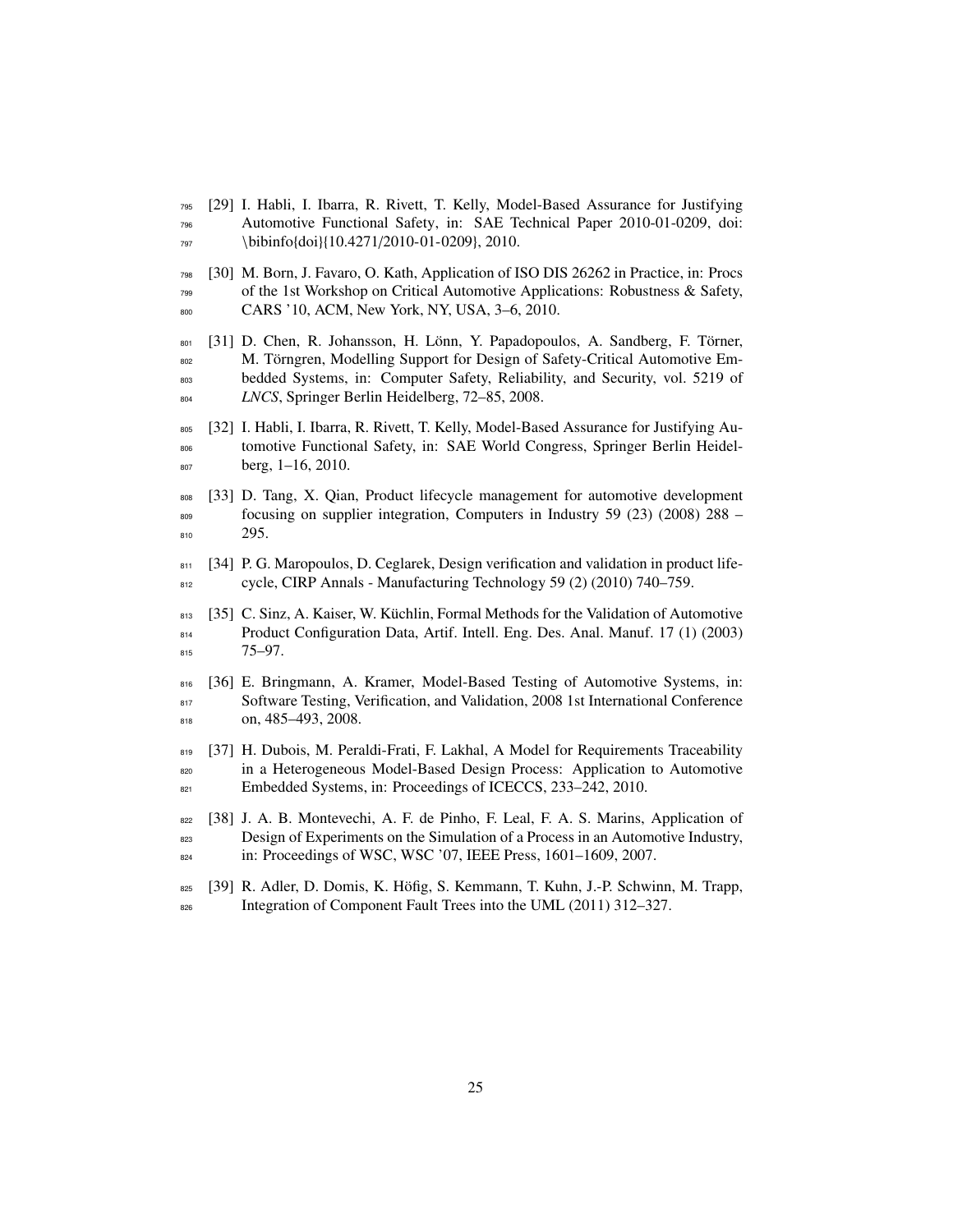[29] I. Habli, I. Ibarra, R. Rivett, T. Kelly, Model-Based Assurance for Justifying Automotive Functional Safety, in: SAE Technical Paper 2010-01-0209, doi: \bibinfo{doi}{10.4271/2010-01-0209}, 2010.

[30] M. Born, J. Favaro, O. Kath, Application of ISO DIS 26262 in Practice, in: Procs of the 1st Workshop on Critical Automotive Applications: Robustness & Safety, CARS '10, ACM, New York, NY, USA, 3–6, 2010.

[31] D. Chen, R. Johansson, H. Lönn, Y. Papadopoulos, A. Sandberg, F. Törner, M. Törngren, Modelling Support for Design of Safety-Critical Automotive Embedded Systems, in: Computer Safety, Reliability, and Security, vol. 5219 of *LNCS*, Springer Berlin Heidelberg, 72–85, 2008.

[32] I. Habli, I. Ibarra, R. Rivett, T. Kelly, Model-Based Assurance for Justifying Automotive Functional Safety, in: SAE World Congress, Springer Berlin Heidelberg, 1–16, 2010.

[33] D. Tang, X. Qian, Product lifecycle management for automotive development focusing on supplier integration, Computers in Industry 59 (23) (2008) 288 – 295.

[34] P. G. Maropoulos, D. Ceglarek, Design verification and validation in product lifecycle, CIRP Annals - Manufacturing Technology 59 (2) (2010) 740–759.

[35] C. Sinz, A. Kaiser, W. Küchlin, Formal Methods for the Validation of Automotive Product Configuration Data, Artif. Intell. Eng. Des. Anal. Manuf. 17 (1) (2003) 75–97.

[36] E. Bringmann, A. Kramer, Model-Based Testing of Automotive Systems, in: Software Testing, Verification, and Validation, 2008 1st International Conference on, 485–493, 2008.

[37] H. Dubois, M. Peraldi-Frati, F. Lakhal, A Model for Requirements Traceability in a Heterogeneous Model-Based Design Process: Application to Automotive Embedded Systems, in: Proceedings of ICECCS, 233–242, 2010.

[38] J. A. B. Montevechi, A. F. de Pinho, F. Leal, F. A. S. Marins, Application of Design of Experiments on the Simulation of a Process in an Automotive Industry, in: Proceedings of WSC, WSC '07, IEEE Press, 1601–1609, 2007.

[39] R. Adler, D. Domis, K. Höfig, S. Kemmann, T. Kuhn, J.-P. Schwinn, M. Trapp, Integration of Component Fault Trees into the UML (2011) 312–327.